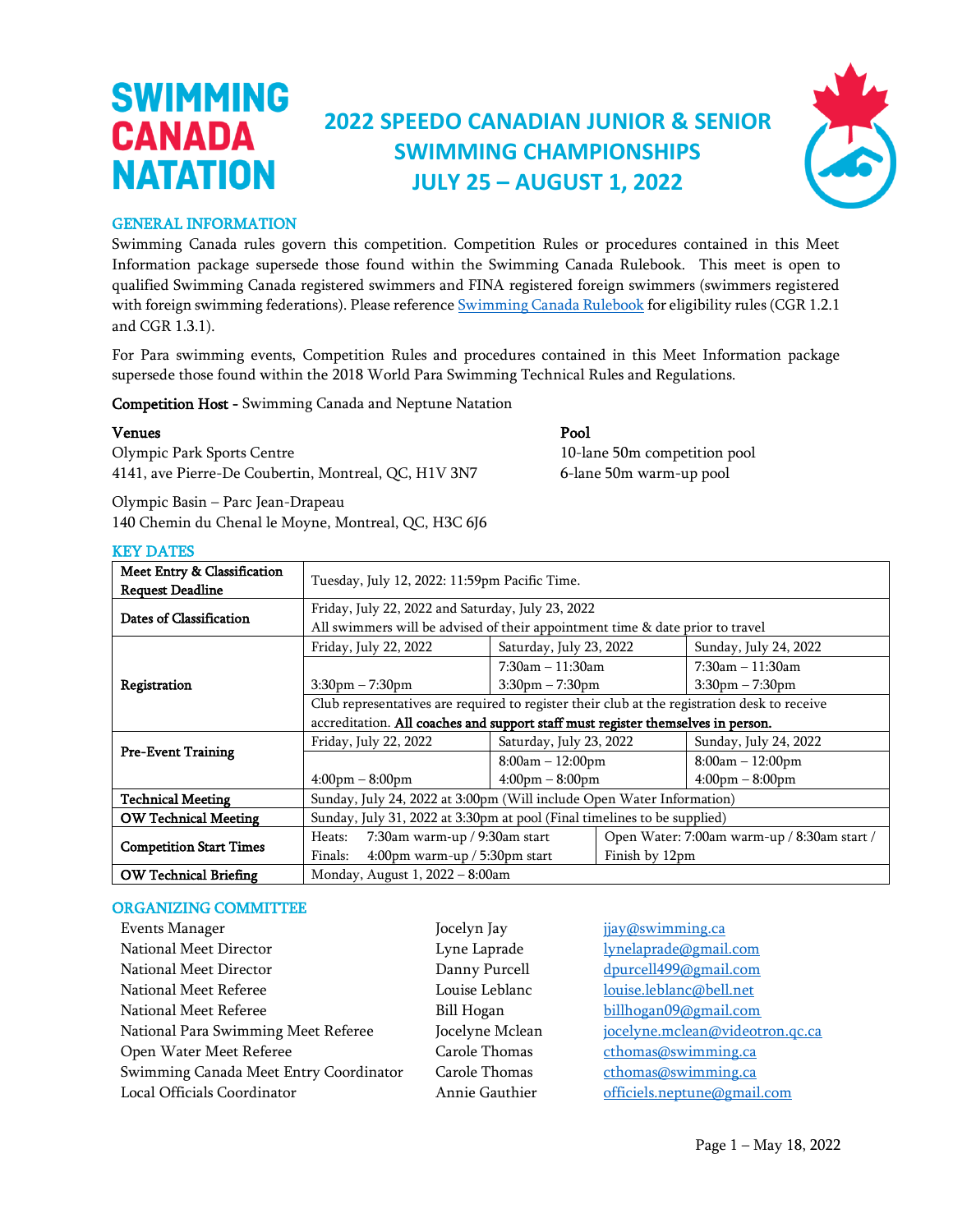SWIMMING CANADA NATATION

# 2022 SPEEDO CANADIAN JUNIOR & SENIOR SWIMMING CHAMPIONSHIPS JULY 25 – AUGUST 1, 2022

## GENERAL INFORMATION

Swimming Canada rules govern this competition. Competition Rules or procedures contained in this Meet Information package supersede those found within the Swimming Canada Rulebook. This meet is open to qualified Swimming Canada registered swimmers and FINA registered foreign swimmers (swimmers registered with foreign swimming federations). Please reference [Swimming Canada Rulebook](Swimming Canada Rulebook) for eligibility rules (CGR 1.2.1 and CGR 1.3.1).

For Para swimming events, Competition Rules and procedures contained in this Meet Information package supersede those found within the 2018 World Para Swimming Technical Rules and Regulations.

**Competition Host -** Swimming Canada and Neptune Natation

**Venues**
Olympic Park Sports Centre
4141, ave Pierre-De Coubertin, Montreal, QC, H1V 3N7

Olympic Basin – Parc Jean-Drapeau
140 Chemin du Chenal le Moyne, Montreal, QC, H3C 6J6

**Pool**
10-lane 50m competition pool
6-lane 50m warm-up pool

## KEY DATES

| | | | |
|---|---|---|---|
| **Meet Entry & Classification Request Deadline** | Tuesday, July 12, 2022: 11:59pm Pacific Time. | | |
| **Dates of Classification** | Friday, July 22, 2022 and Saturday, July 23, 2022<br>All swimmers will be advised of their appointment time & date prior to travel | | |
| **Registration** | Friday, July 22, 2022 | Saturday, July 23, 2022 | Sunday, July 24, 2022 |
| | 3:30pm – 7:30pm | 7:30am – 11:30am<br>3:30pm – 7:30pm | 7:30am – 11:30am<br>3:30pm – 7:30pm |
| | Club representatives are required to register their club at the registration desk to receive accreditation. **All coaches and support staff must register themselves in person.** | | |
| **Pre-Event Training** | Friday, July 22, 2022 | Saturday, July 23, 2022 | Sunday, July 24, 2022 |
| | 4:00pm – 8:00pm | 8:00am – 12:00pm<br>4:00pm – 8:00pm | 8:00am – 12:00pm<br>4:00pm – 8:00pm |
| **Technical Meeting** | Sunday, July 24, 2022 at 3:00pm (Will include Open Water Information) | | |
| **OW Technical Meeting** | Sunday, July 31, 2022 at 3:30pm at pool (Final timelines to be supplied) | | |
| **Competition Start Times** | Heats: 7:30am warm-up / 9:30am start<br>Finals: 4:00pm warm-up / 5:30pm start | Open Water: 7:00am warm-up / 8:30am start / Finish by 12pm | |
| **OW Technical Briefing** | Monday, August 1, 2022 – 8:00am | | |

## ORGANIZING COMMITTEE

| | | |
|---|---|---|
| Events Manager | Jocelyn Jay | jjay@swimming.ca |
| National Meet Director | Lyne Laprade | lynelaprade@gmail.com |
| National Meet Director | Danny Purcell | dpurcell499@gmail.com |
| National Meet Referee | Louise Leblanc | louise.leblanc@bell.net |
| National Meet Referee | Bill Hogan | billhogan09@gmail.com |
| National Para Swimming Meet Referee | Jocelyne Mclean | jocelyne.mclean@videotron.qc.ca |
| Open Water Meet Referee | Carole Thomas | cthomas@swimming.ca |
| Swimming Canada Meet Entry Coordinator | Carole Thomas | cthomas@swimming.ca |
| Local Officials Coordinator | Annie Gauthier | officiels.neptune@gmail.com |

Page 1 – May 18, 2022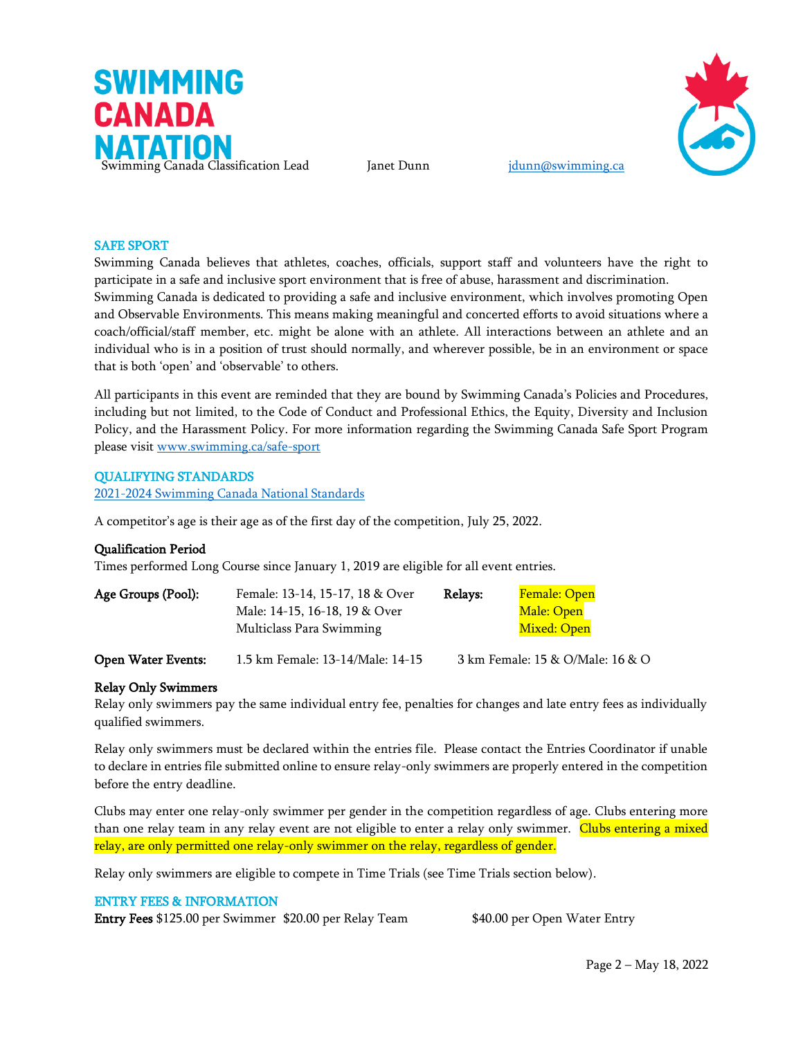Swimming Canada Classification Lead | Janet Dunn | jdunn@swimming.ca

## SAFE SPORT

Swimming Canada believes that athletes, coaches, officials, support staff and volunteers have the right to participate in a safe and inclusive sport environment that is free of abuse, harassment and discrimination. Swimming Canada is dedicated to providing a safe and inclusive environment, which involves promoting Open and Observable Environments. This means making meaningful and concerted efforts to avoid situations where a coach/official/staff member, etc. might be alone with an athlete. All interactions between an athlete and an individual who is in a position of trust should normally, and wherever possible, be in an environment or space that is both 'open' and 'observable' to others.

All participants in this event are reminded that they are bound by Swimming Canada's Policies and Procedures, including but not limited, to the Code of Conduct and Professional Ethics, the Equity, Diversity and Inclusion Policy, and the Harassment Policy. For more information regarding the Swimming Canada Safe Sport Program please visit www.swimming.ca/safe-sport

## QUALIFYING STANDARDS

2021-2024 Swimming Canada National Standards

A competitor's age is their age as of the first day of the competition, July 25, 2022.

**Qualification Period**

Times performed Long Course since January 1, 2019 are eligible for all event entries.

| | | | |
|---|---|---|---|
| **Age Groups (Pool):** | Female: 13-14, 15-17, 18 & Over<br>Male: 14-15, 16-18, 19 & Over<br>Multiclass Para Swimming | **Relays:** | Female: Open<br>Male: Open<br>Mixed: Open |
| **Open Water Events:** | 1.5 km Female: 13-14/Male: 14-15 | 3 km Female: 15 & O/Male: 16 & O | |

**Relay Only Swimmers**

Relay only swimmers pay the same individual entry fee, penalties for changes and late entry fees as individually qualified swimmers.

Relay only swimmers must be declared within the entries file. Please contact the Entries Coordinator if unable to declare in entries file submitted online to ensure relay-only swimmers are properly entered in the competition before the entry deadline.

Clubs may enter one relay-only swimmer per gender in the competition regardless of age. Clubs entering more than one relay team in any relay event are not eligible to enter a relay only swimmer. Clubs entering a mixed relay, are only permitted one relay-only swimmer on the relay, regardless of gender.

Relay only swimmers are eligible to compete in Time Trials (see Time Trials section below).

## ENTRY FEES & INFORMATION

**Entry Fees** $125.00 per Swimmer $20.00 per Relay Team $40.00 per Open Water Entry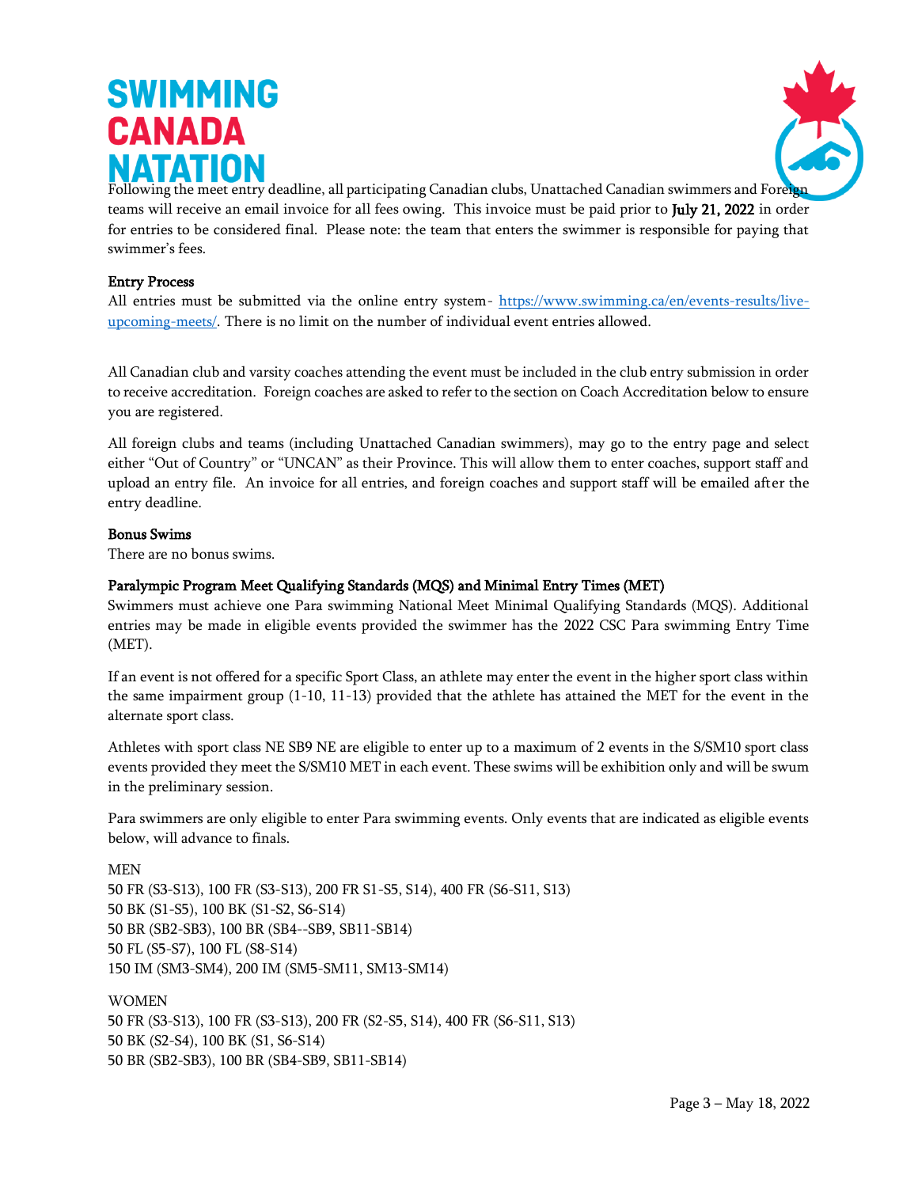Following the meet entry deadline, all participating Canadian clubs, Unattached Canadian swimmers and Foreign teams will receive an email invoice for all fees owing. This invoice must be paid prior to **July 21, 2022** in order for entries to be considered final. Please note: the team that enters the swimmer is responsible for paying that swimmer's fees.

### Entry Process

All entries must be submitted via the online entry system- [https://www.swimming.ca/en/events-results/live-upcoming-meets/](https://www.swimming.ca/en/events-results/live-upcoming-meets/). There is no limit on the number of individual event entries allowed.

All Canadian club and varsity coaches attending the event must be included in the club entry submission in order to receive accreditation. Foreign coaches are asked to refer to the section on Coach Accreditation below to ensure you are registered.

All foreign clubs and teams (including Unattached Canadian swimmers), may go to the entry page and select either "Out of Country" or "UNCAN" as their Province. This will allow them to enter coaches, support staff and upload an entry file. An invoice for all entries, and foreign coaches and support staff will be emailed after the entry deadline.

### Bonus Swims

There are no bonus swims.

### Paralympic Program Meet Qualifying Standards (MQS) and Minimal Entry Times (MET)

Swimmers must achieve one Para swimming National Meet Minimal Qualifying Standards (MQS). Additional entries may be made in eligible events provided the swimmer has the 2022 CSC Para swimming Entry Time (MET).

If an event is not offered for a specific Sport Class, an athlete may enter the event in the higher sport class within the same impairment group (1-10, 11-13) provided that the athlete has attained the MET for the event in the alternate sport class.

Athletes with sport class NE SB9 NE are eligible to enter up to a maximum of 2 events in the S/SM10 sport class events provided they meet the S/SM10 MET in each event. These swims will be exhibition only and will be swum in the preliminary session.

Para swimmers are only eligible to enter Para swimming events. Only events that are indicated as eligible events below, will advance to finals.

MEN
50 FR (S3-S13), 100 FR (S3-S13), 200 FR S1-S5, S14), 400 FR (S6-S11, S13)
50 BK (S1-S5), 100 BK (S1-S2, S6-S14)
50 BR (SB2-SB3), 100 BR (SB4--SB9, SB11-SB14)
50 FL (S5-S7), 100 FL (S8-S14)
150 IM (SM3-SM4), 200 IM (SM5-SM11, SM13-SM14)

WOMEN
50 FR (S3-S13), 100 FR (S3-S13), 200 FR (S2-S5, S14), 400 FR (S6-S11, S13)
50 BK (S2-S4), 100 BK (S1, S6-S14)
50 BR (SB2-SB3), 100 BR (SB4-SB9, SB11-SB14)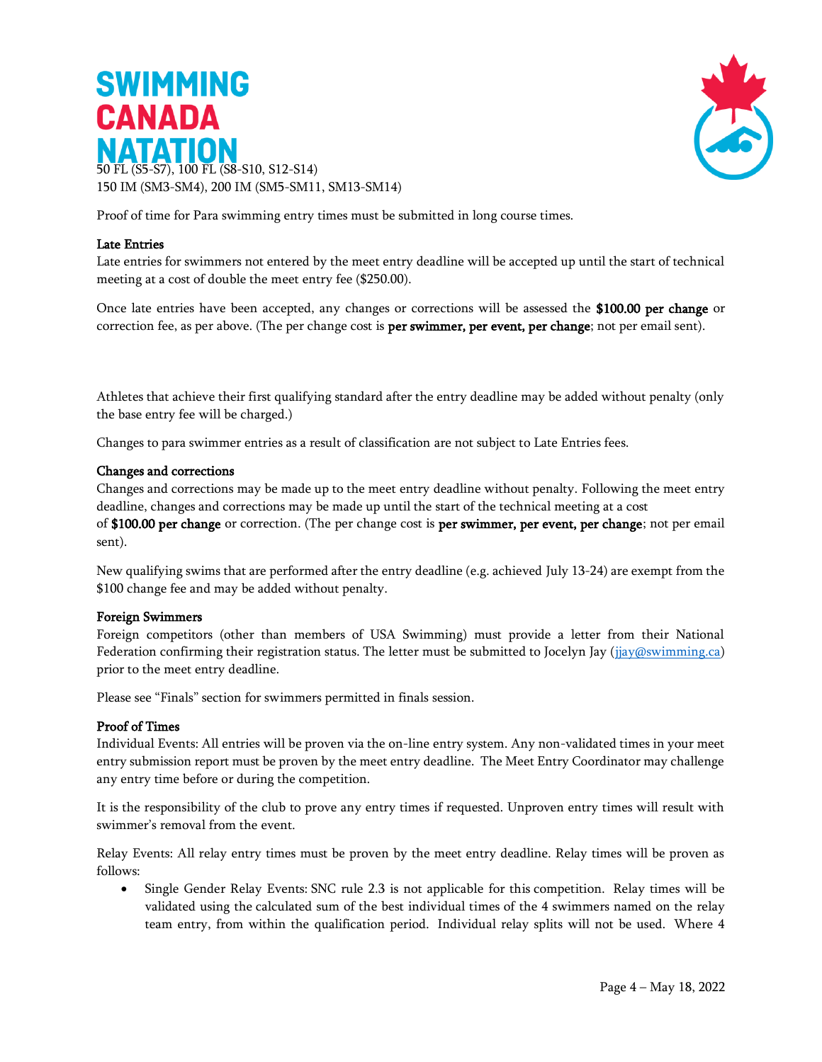50 FL (S5-S7), 100 FL (S8-S10, S12-S14)
150 IM (SM3-SM4), 200 IM (SM5-SM11, SM13-SM14)

Proof of time for Para swimming entry times must be submitted in long course times.

### Late Entries

Late entries for swimmers not entered by the meet entry deadline will be accepted up until the start of technical meeting at a cost of double the meet entry fee ($250.00).

Once late entries have been accepted, any changes or corrections will be assessed the **$100.00 per change** or correction fee, as per above. (The per change cost is **per swimmer, per event, per change**; not per email sent).

Athletes that achieve their first qualifying standard after the entry deadline may be added without penalty (only the base entry fee will be charged.)

Changes to para swimmer entries as a result of classification are not subject to Late Entries fees.

### Changes and corrections

Changes and corrections may be made up to the meet entry deadline without penalty. Following the meet entry deadline, changes and corrections may be made up until the start of the technical meeting at a cost of **$100.00 per change** or correction. (The per change cost is **per swimmer, per event, per change**; not per email sent).

New qualifying swims that are performed after the entry deadline (e.g. achieved July 13-24) are exempt from the $100 change fee and may be added without penalty.

### Foreign Swimmers

Foreign competitors (other than members of USA Swimming) must provide a letter from their National Federation confirming their registration status. The letter must be submitted to Jocelyn Jay (jjay@swimming.ca) prior to the meet entry deadline.

Please see "Finals" section for swimmers permitted in finals session.

### Proof of Times

Individual Events: All entries will be proven via the on-line entry system. Any non-validated times in your meet entry submission report must be proven by the meet entry deadline. The Meet Entry Coordinator may challenge any entry time before or during the competition.

It is the responsibility of the club to prove any entry times if requested. Unproven entry times will result with swimmer's removal from the event.

Relay Events: All relay entry times must be proven by the meet entry deadline. Relay times will be proven as follows:

- Single Gender Relay Events: SNC rule 2.3 is not applicable for this competition. Relay times will be validated using the calculated sum of the best individual times of the 4 swimmers named on the relay team entry, from within the qualification period. Individual relay splits will not be used. Where 4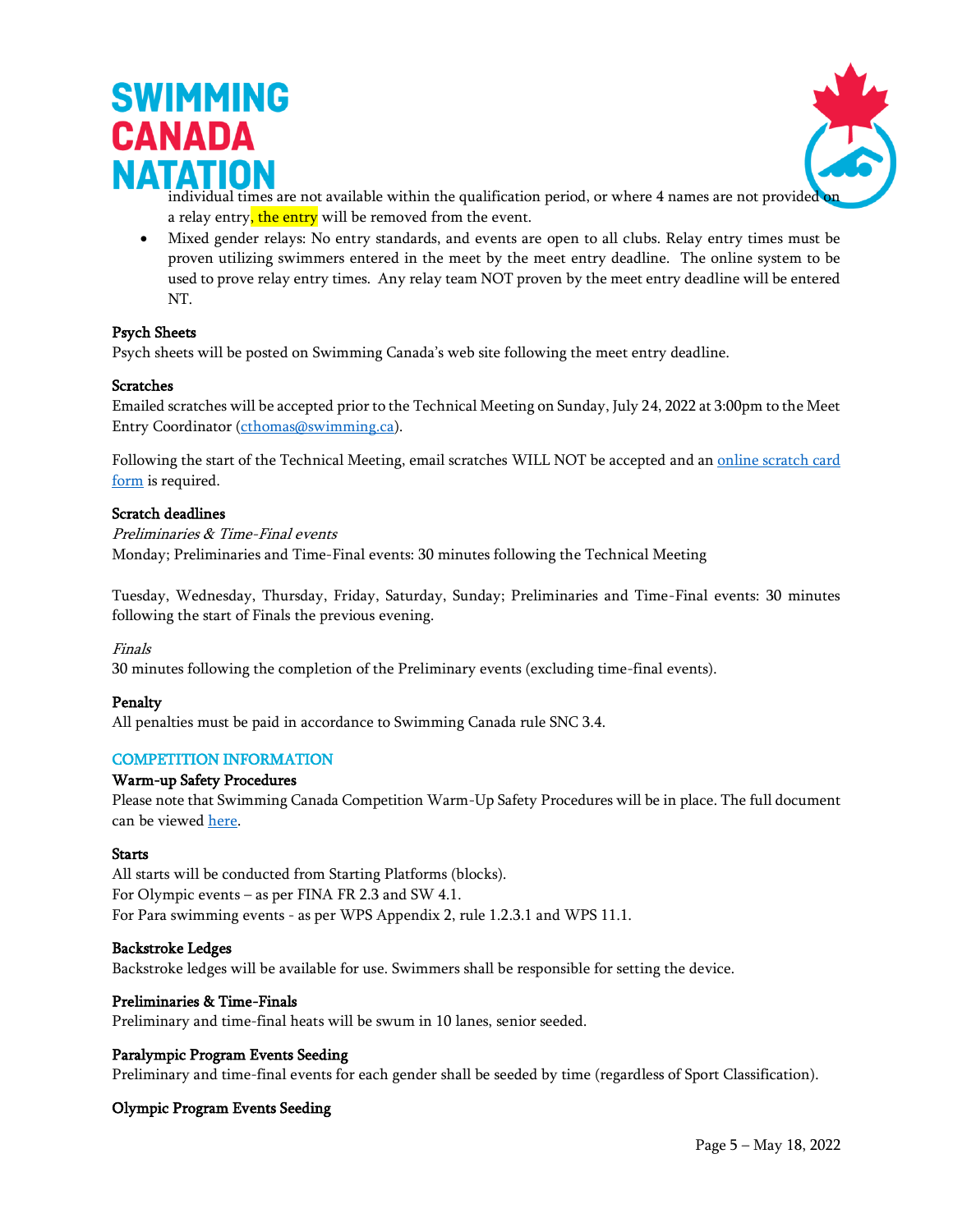individual times are not available within the qualification period, or where 4 names are not provided on a relay entry, the entry will be removed from the event.

- Mixed gender relays: No entry standards, and events are open to all clubs. Relay entry times must be proven utilizing swimmers entered in the meet by the meet entry deadline. The online system to be used to prove relay entry times. Any relay team NOT proven by the meet entry deadline will be entered NT.

**Psych Sheets**
Psych sheets will be posted on Swimming Canada's web site following the meet entry deadline.

**Scratches**
Emailed scratches will be accepted prior to the Technical Meeting on Sunday, July 24, 2022 at 3:00pm to the Meet Entry Coordinator (cthomas@swimming.ca).

Following the start of the Technical Meeting, email scratches WILL NOT be accepted and an online scratch card form is required.

**Scratch deadlines**
*Preliminaries & Time-Final events*
Monday; Preliminaries and Time-Final events: 30 minutes following the Technical Meeting

Tuesday, Wednesday, Thursday, Friday, Saturday, Sunday; Preliminaries and Time-Final events: 30 minutes following the start of Finals the previous evening.

*Finals*
30 minutes following the completion of the Preliminary events (excluding time-final events).

**Penalty**
All penalties must be paid in accordance to Swimming Canada rule SNC 3.4.

## COMPETITION INFORMATION

**Warm-up Safety Procedures**
Please note that Swimming Canada Competition Warm-Up Safety Procedures will be in place. The full document can be viewed here.

**Starts**
All starts will be conducted from Starting Platforms (blocks).
For Olympic events – as per FINA FR 2.3 and SW 4.1.
For Para swimming events - as per WPS Appendix 2, rule 1.2.3.1 and WPS 11.1.

**Backstroke Ledges**
Backstroke ledges will be available for use. Swimmers shall be responsible for setting the device.

**Preliminaries & Time-Finals**
Preliminary and time-final heats will be swum in 10 lanes, senior seeded.

**Paralympic Program Events Seeding**
Preliminary and time-final events for each gender shall be seeded by time (regardless of Sport Classification).

**Olympic Program Events Seeding**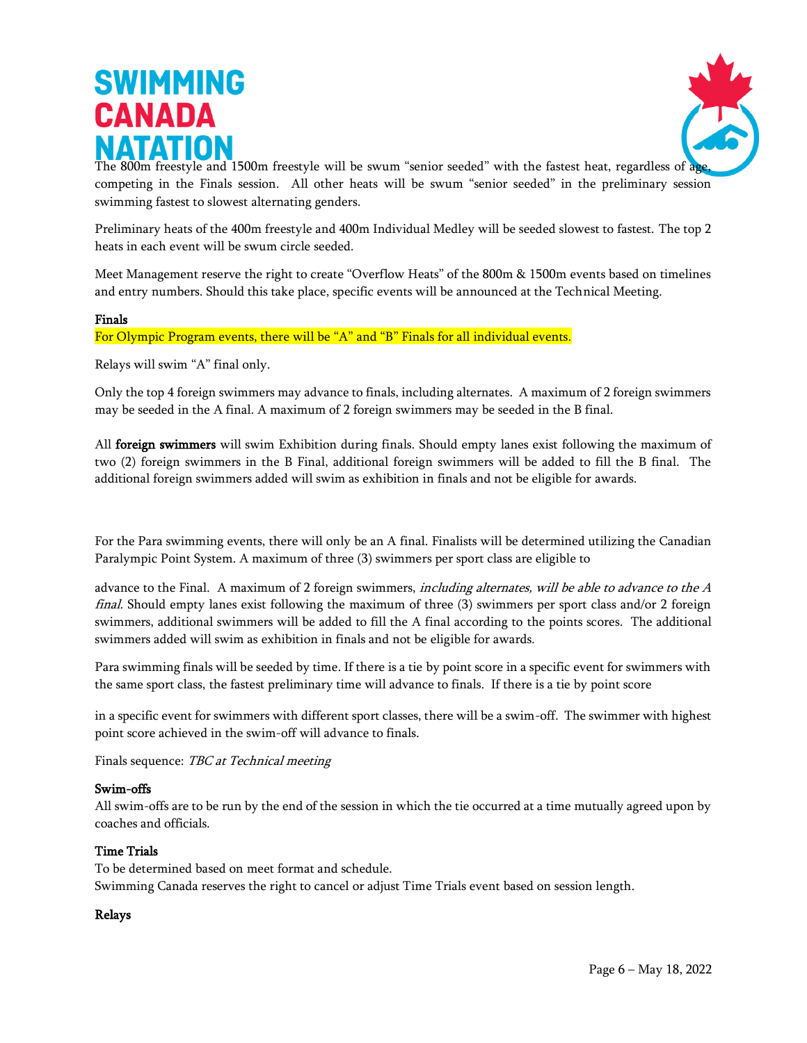The 800m freestyle and 1500m freestyle will be swum "senior seeded" with the fastest heat, regardless of age, competing in the Finals session. All other heats will be swum "senior seeded" in the preliminary session swimming fastest to slowest alternating genders.

Preliminary heats of the 400m freestyle and 400m Individual Medley will be seeded slowest to fastest. The top 2 heats in each event will be swum circle seeded.

Meet Management reserve the right to create "Overflow Heats" of the 800m & 1500m events based on timelines and entry numbers. Should this take place, specific events will be announced at the Technical Meeting.

**Finals**

For Olympic Program events, there will be "A" and "B" Finals for all individual events.

Relays will swim "A" final only.

Only the top 4 foreign swimmers may advance to finals, including alternates. A maximum of 2 foreign swimmers may be seeded in the A final. A maximum of 2 foreign swimmers may be seeded in the B final.

All **foreign swimmers** will swim Exhibition during finals. Should empty lanes exist following the maximum of two (2) foreign swimmers in the B Final, additional foreign swimmers will be added to fill the B final. The additional foreign swimmers added will swim as exhibition in finals and not be eligible for awards.

For the Para swimming events, there will only be an A final. Finalists will be determined utilizing the Canadian Paralympic Point System. A maximum of three (3) swimmers per sport class are eligible to advance to the Final. A maximum of 2 foreign swimmers, *including alternates, will be able to advance to the A final.* Should empty lanes exist following the maximum of three (3) swimmers per sport class and/or 2 foreign swimmers, additional swimmers will be added to fill the A final according to the points scores. The additional swimmers added will swim as exhibition in finals and not be eligible for awards.

Para swimming finals will be seeded by time. If there is a tie by point score in a specific event for swimmers with the same sport class, the fastest preliminary time will advance to finals. If there is a tie by point score in a specific event for swimmers with different sport classes, there will be a swim-off. The swimmer with highest point score achieved in the swim-off will advance to finals.

Finals sequence: *TBC at Technical meeting*

**Swim-offs**

All swim-offs are to be run by the end of the session in which the tie occurred at a time mutually agreed upon by coaches and officials.

**Time Trials**

To be determined based on meet format and schedule.
Swimming Canada reserves the right to cancel or adjust Time Trials event based on session length.

**Relays**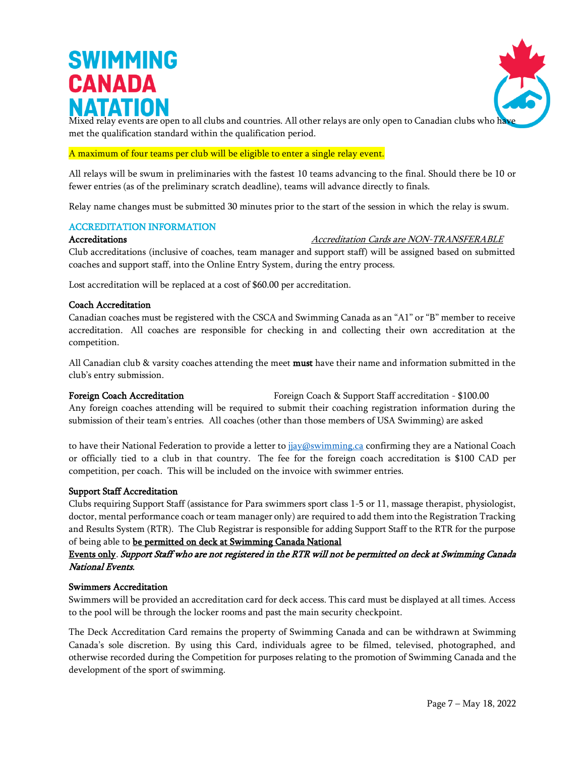Mixed relay events are open to all clubs and countries. All other relays are only open to Canadian clubs who have met the qualification standard within the qualification period.

A maximum of four teams per club will be eligible to enter a single relay event.

All relays will be swum in preliminaries with the fastest 10 teams advancing to the final. Should there be 10 or fewer entries (as of the preliminary scratch deadline), teams will advance directly to finals.

Relay name changes must be submitted 30 minutes prior to the start of the session in which the relay is swum.

## ACCREDITATION INFORMATION

**Accreditations** *Accreditation Cards are NON-TRANSFERABLE*

Club accreditations (inclusive of coaches, team manager and support staff) will be assigned based on submitted coaches and support staff, into the Online Entry System, during the entry process.

Lost accreditation will be replaced at a cost of $60.00 per accreditation.

**Coach Accreditation**

Canadian coaches must be registered with the CSCA and Swimming Canada as an "A1" or "B" member to receive accreditation. All coaches are responsible for checking in and collecting their own accreditation at the competition.

All Canadian club & varsity coaches attending the meet **must** have their name and information submitted in the club's entry submission.

**Foreign Coach Accreditation** Foreign Coach & Support Staff accreditation - $100.00

Any foreign coaches attending will be required to submit their coaching registration information during the submission of their team's entries. All coaches (other than those members of USA Swimming) are asked

to have their National Federation to provide a letter to jjay@swimming.ca confirming they are a National Coach or officially tied to a club in that country. The fee for the foreign coach accreditation is $100 CAD per competition, per coach. This will be included on the invoice with swimmer entries.

**Support Staff Accreditation**

Clubs requiring Support Staff (assistance for Para swimmers sport class 1-5 or 11, massage therapist, physiologist, doctor, mental performance coach or team manager only) are required to add them into the Registration Tracking and Results System (RTR). The Club Registrar is responsible for adding Support Staff to the RTR for the purpose of being able to **be permitted on deck at Swimming Canada National Events only**. ***Support Staff who are not registered in the RTR will not be permitted on deck at Swimming Canada National Events.***

**Swimmers Accreditation**

Swimmers will be provided an accreditation card for deck access. This card must be displayed at all times. Access to the pool will be through the locker rooms and past the main security checkpoint.

The Deck Accreditation Card remains the property of Swimming Canada and can be withdrawn at Swimming Canada's sole discretion. By using this Card, individuals agree to be filmed, televised, photographed, and otherwise recorded during the Competition for purposes relating to the promotion of Swimming Canada and the development of the sport of swimming.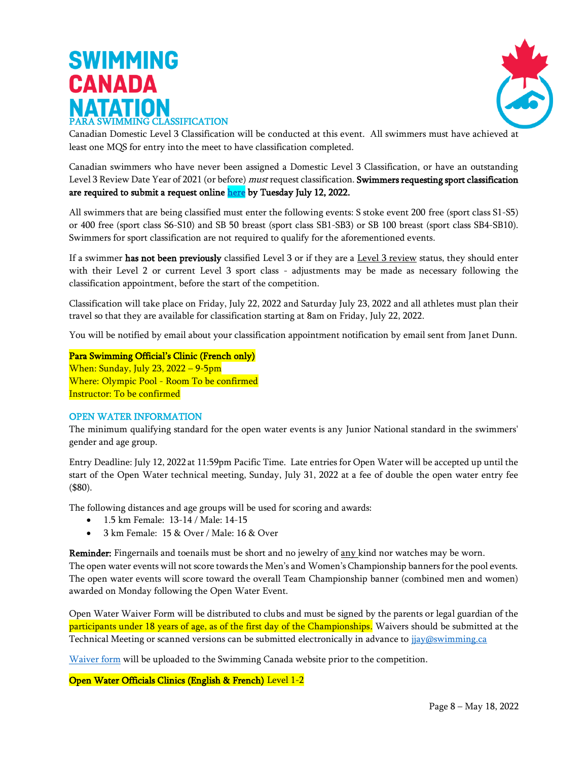## PARA SWIMMING CLASSIFICATION

Canadian Domestic Level 3 Classification will be conducted at this event. All swimmers must have achieved at least one MQS for entry into the meet to have classification completed.

Canadian swimmers who have never been assigned a Domestic Level 3 Classification, or have an outstanding Level 3 Review Date Year of 2021 (or before) *must* request classification. **Swimmers requesting sport classification are required to submit a request online here by Tuesday July 12, 2022.**

All swimmers that are being classified must enter the following events: S stoke event 200 free (sport class S1-S5) or 400 free (sport class S6-S10) and SB 50 breast (sport class SB1-SB3) or SB 100 breast (sport class SB4-SB10). Swimmers for sport classification are not required to qualify for the aforementioned events.

If a swimmer **has not been previously** classified Level 3 or if they are a Level 3 review status, they should enter with their Level 2 or current Level 3 sport class - adjustments may be made as necessary following the classification appointment, before the start of the competition.

Classification will take place on Friday, July 22, 2022 and Saturday July 23, 2022 and all athletes must plan their travel so that they are available for classification starting at 8am on Friday, July 22, 2022.

You will be notified by email about your classification appointment notification by email sent from Janet Dunn.

**Para Swimming Official's Clinic (French only)**
When: Sunday, July 23, 2022 – 9-5pm
Where: Olympic Pool - Room To be confirmed
Instructor: To be confirmed

## OPEN WATER INFORMATION

The minimum qualifying standard for the open water events is any Junior National standard in the swimmers' gender and age group.

Entry Deadline: July 12, 2022 at 11:59pm Pacific Time. Late entries for Open Water will be accepted up until the start of the Open Water technical meeting, Sunday, July 31, 2022 at a fee of double the open water entry fee ($80).

The following distances and age groups will be used for scoring and awards:

- 1.5 km Female: 13-14 / Male: 14-15
- 3 km Female: 15 & Over / Male: 16 & Over

**Reminder:** Fingernails and toenails must be short and no jewelry of any kind nor watches may be worn.
The open water events will not score towards the Men's and Women's Championship banners for the pool events. The open water events will score toward the overall Team Championship banner (combined men and women) awarded on Monday following the Open Water Event.

Open Water Waiver Form will be distributed to clubs and must be signed by the parents or legal guardian of the participants under 18 years of age, as of the first day of the Championships. Waivers should be submitted at the Technical Meeting or scanned versions can be submitted electronically in advance to jjay@swimming.ca

Waiver form will be uploaded to the Swimming Canada website prior to the competition.

**Open Water Officials Clinics (English & French)** Level 1-2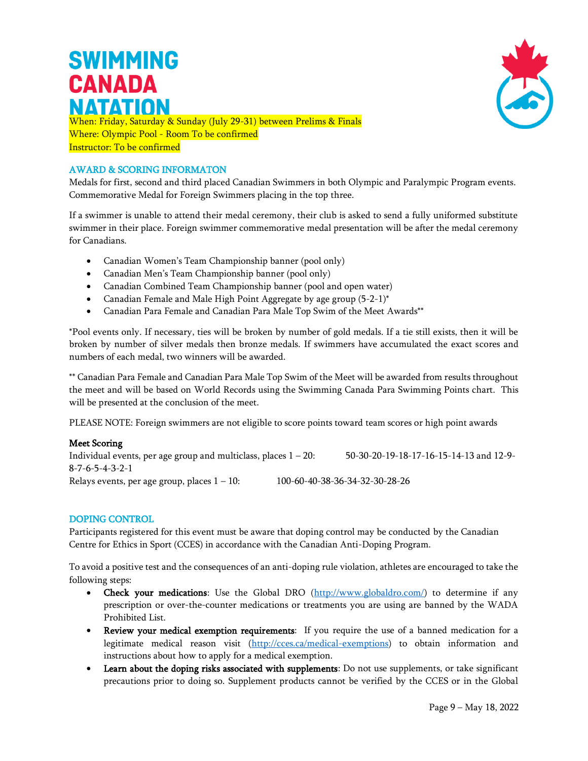When: Friday, Saturday & Sunday (July 29-31) between Prelims & Finals
Where: Olympic Pool - Room To be confirmed
Instructor: To be confirmed

## AWARD & SCORING INFORMATON

Medals for first, second and third placed Canadian Swimmers in both Olympic and Paralympic Program events. Commemorative Medal for Foreign Swimmers placing in the top three.

If a swimmer is unable to attend their medal ceremony, their club is asked to send a fully uniformed substitute swimmer in their place. Foreign swimmer commemorative medal presentation will be after the medal ceremony for Canadians.

- Canadian Women's Team Championship banner (pool only)
- Canadian Men's Team Championship banner (pool only)
- Canadian Combined Team Championship banner (pool and open water)
- Canadian Female and Male High Point Aggregate by age group (5-2-1)*
- Canadian Para Female and Canadian Para Male Top Swim of the Meet Awards**

*Pool events only. If necessary, ties will be broken by number of gold medals. If a tie still exists, then it will be broken by number of silver medals then bronze medals. If swimmers have accumulated the exact scores and numbers of each medal, two winners will be awarded.

** Canadian Para Female and Canadian Para Male Top Swim of the Meet will be awarded from results throughout the meet and will be based on World Records using the Swimming Canada Para Swimming Points chart. This will be presented at the conclusion of the meet.

PLEASE NOTE: Foreign swimmers are not eligible to score points toward team scores or high point awards

**Meet Scoring**

Individual events, per age group and multiclass, places 1 – 20: 50-30-20-19-18-17-16-15-14-13 and 12-9-8-7-6-5-4-3-2-1

Relays events, per age group, places 1 – 10: 100-60-40-38-36-34-32-30-28-26

## DOPING CONTROL

Participants registered for this event must be aware that doping control may be conducted by the Canadian Centre for Ethics in Sport (CCES) in accordance with the Canadian Anti-Doping Program.

To avoid a positive test and the consequences of an anti-doping rule violation, athletes are encouraged to take the following steps:

- **Check your medications**: Use the Global DRO (http://www.globaldro.com/) to determine if any prescription or over-the-counter medications or treatments you are using are banned by the WADA Prohibited List.
- **Review your medical exemption requirements**: If you require the use of a banned medication for a legitimate medical reason visit (http://cces.ca/medical-exemptions) to obtain information and instructions about how to apply for a medical exemption.
- **Learn about the doping risks associated with supplements**: Do not use supplements, or take significant precautions prior to doing so. Supplement products cannot be verified by the CCES or in the Global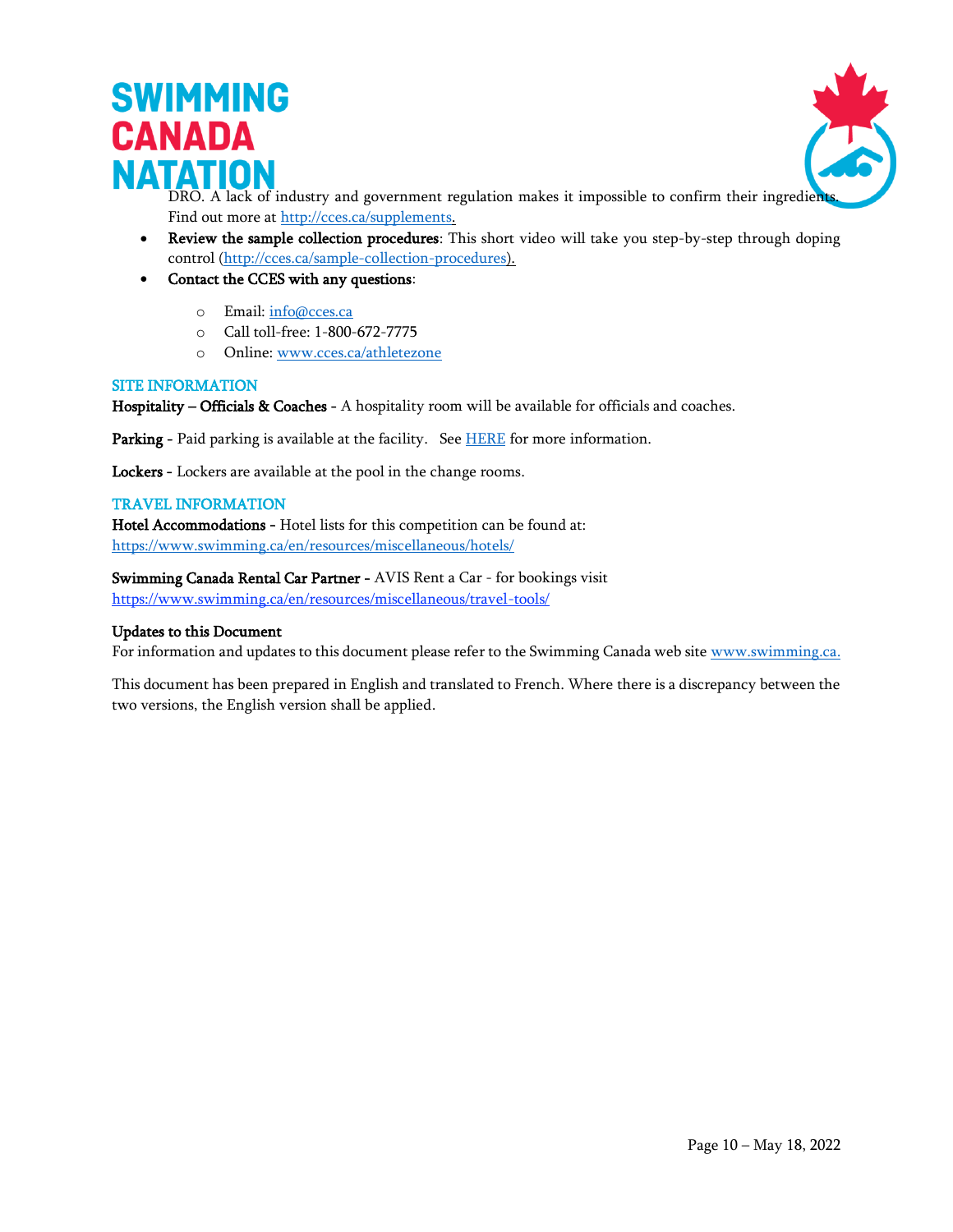DRO. A lack of industry and government regulation makes it impossible to confirm their ingredients. Find out more at http://cces.ca/supplements.

- **Review the sample collection procedures**: This short video will take you step-by-step through doping control (http://cces.ca/sample-collection-procedures).
- **Contact the CCES with any questions**:
  - Email: info@cces.ca
  - Call toll-free: 1-800-672-7775
  - Online: www.cces.ca/athletezone

## SITE INFORMATION

**Hospitality – Officials & Coaches** - A hospitality room will be available for officials and coaches.

**Parking** - Paid parking is available at the facility. See HERE for more information.

**Lockers** - Lockers are available at the pool in the change rooms.

## TRAVEL INFORMATION

**Hotel Accommodations** - Hotel lists for this competition can be found at: https://www.swimming.ca/en/resources/miscellaneous/hotels/

**Swimming Canada Rental Car Partner** - AVIS Rent a Car - for bookings visit https://www.swimming.ca/en/resources/miscellaneous/travel-tools/

**Updates to this Document**

For information and updates to this document please refer to the Swimming Canada web site www.swimming.ca.

This document has been prepared in English and translated to French. Where there is a discrepancy between the two versions, the English version shall be applied.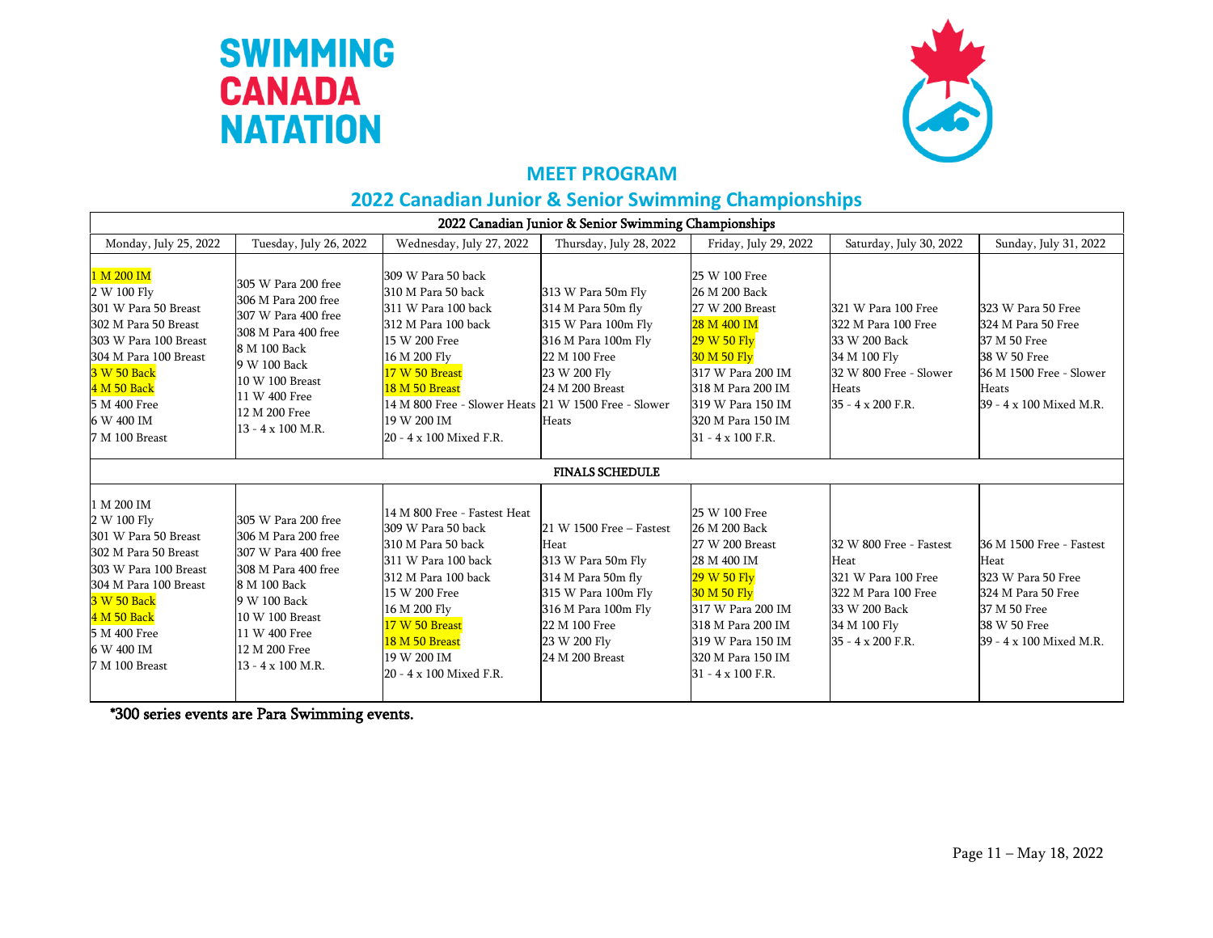SWIMMING CANADA NATATION

## MEET PROGRAM

## 2022 Canadian Junior & Senior Swimming Championships

| 2022 Canadian Junior & Senior Swimming Championships | | | | | | |
|---|---|---|---|---|---|---|
| Monday, July 25, 2022 | Tuesday, July 26, 2022 | Wednesday, July 27, 2022 | Thursday, July 28, 2022 | Friday, July 29, 2022 | Saturday, July 30, 2022 | Sunday, July 31, 2022 |
| 1 M 200 IM<br>2 W 100 Fly<br>301 W Para 50 Breast<br>302 M Para 50 Breast<br>303 W Para 100 Breast<br>304 M Para 100 Breast<br>3 W 50 Back<br>4 M 50 Back<br>5 M 400 Free<br>6 W 400 IM<br>7 M 100 Breast | 305 W Para 200 free<br>306 M Para 200 free<br>307 W Para 400 free<br>308 M Para 400 free<br>8 M 100 Back<br>9 W 100 Back<br>10 W 100 Breast<br>11 W 400 Free<br>12 M 200 Free<br>13 - 4 x 100 M.R. | 309 W Para 50 back<br>310 M Para 50 back<br>311 W Para 100 back<br>312 M Para 100 back<br>15 W 200 Free<br>16 M 200 Fly<br>17 W 50 Breast<br>18 M 50 Breast<br>14 M 800 Free - Slower Heats<br>19 W 200 IM<br>20 - 4 x 100 Mixed F.R. | 313 W Para 50m Fly<br>314 M Para 50m fly<br>315 W Para 100m Fly<br>316 M Para 100m Fly<br>22 M 100 Free<br>23 W 200 Fly<br>24 M 200 Breast<br>21 W 1500 Free - Slower Heats | 25 W 100 Free<br>26 M 200 Back<br>27 W 200 Breast<br>28 M 400 IM<br>29 W 50 Fly<br>30 M 50 Fly<br>317 W Para 200 IM<br>318 M Para 200 IM<br>319 W Para 150 IM<br>320 M Para 150 IM<br>31 - 4 x 100 F.R. | 321 W Para 100 Free<br>322 M Para 100 Free<br>33 W 200 Back<br>34 M 100 Fly<br>32 W 800 Free - Slower Heats<br>35 - 4 x 200 F.R. | 323 W Para 50 Free<br>324 M Para 50 Free<br>37 M 50 Free<br>38 W 50 Free<br>36 M 1500 Free - Slower Heats<br>39 - 4 x 100 Mixed M.R. |
| FINALS SCHEDULE | | | | | | |
| 1 M 200 IM<br>2 W 100 Fly<br>301 W Para 50 Breast<br>302 M Para 50 Breast<br>303 W Para 100 Breast<br>304 M Para 100 Breast<br>3 W 50 Back<br>4 M 50 Back<br>5 M 400 Free<br>6 W 400 IM<br>7 M 100 Breast | 305 W Para 200 free<br>306 M Para 200 free<br>307 W Para 400 free<br>308 M Para 400 free<br>8 M 100 Back<br>9 W 100 Back<br>10 W 100 Breast<br>11 W 400 Free<br>12 M 200 Free<br>13 - 4 x 100 M.R. | 14 M 800 Free - Fastest Heat<br>309 W Para 50 back<br>310 M Para 50 back<br>311 W Para 100 back<br>312 M Para 100 back<br>15 W 200 Free<br>16 M 200 Fly<br>17 W 50 Breast<br>18 M 50 Breast<br>19 W 200 IM<br>20 - 4 x 100 Mixed F.R. | 21 W 1500 Free – Fastest Heat<br>313 W Para 50m Fly<br>314 M Para 50m fly<br>315 W Para 100m Fly<br>316 M Para 100m Fly<br>22 M 100 Free<br>23 W 200 Fly<br>24 M 200 Breast | 25 W 100 Free<br>26 M 200 Back<br>27 W 200 Breast<br>28 M 400 IM<br>29 W 50 Fly<br>30 M 50 Fly<br>317 W Para 200 IM<br>318 M Para 200 IM<br>319 W Para 150 IM<br>320 M Para 150 IM<br>31 - 4 x 100 F.R. | 32 W 800 Free - Fastest Heat<br>321 W Para 100 Free<br>322 M Para 100 Free<br>33 W 200 Back<br>34 M 100 Fly<br>35 - 4 x 200 F.R. | 36 M 1500 Free - Fastest Heat<br>323 W Para 50 Free<br>324 M Para 50 Free<br>37 M 50 Free<br>38 W 50 Free<br>39 - 4 x 100 Mixed M.R. |

*300 series events are Para Swimming events.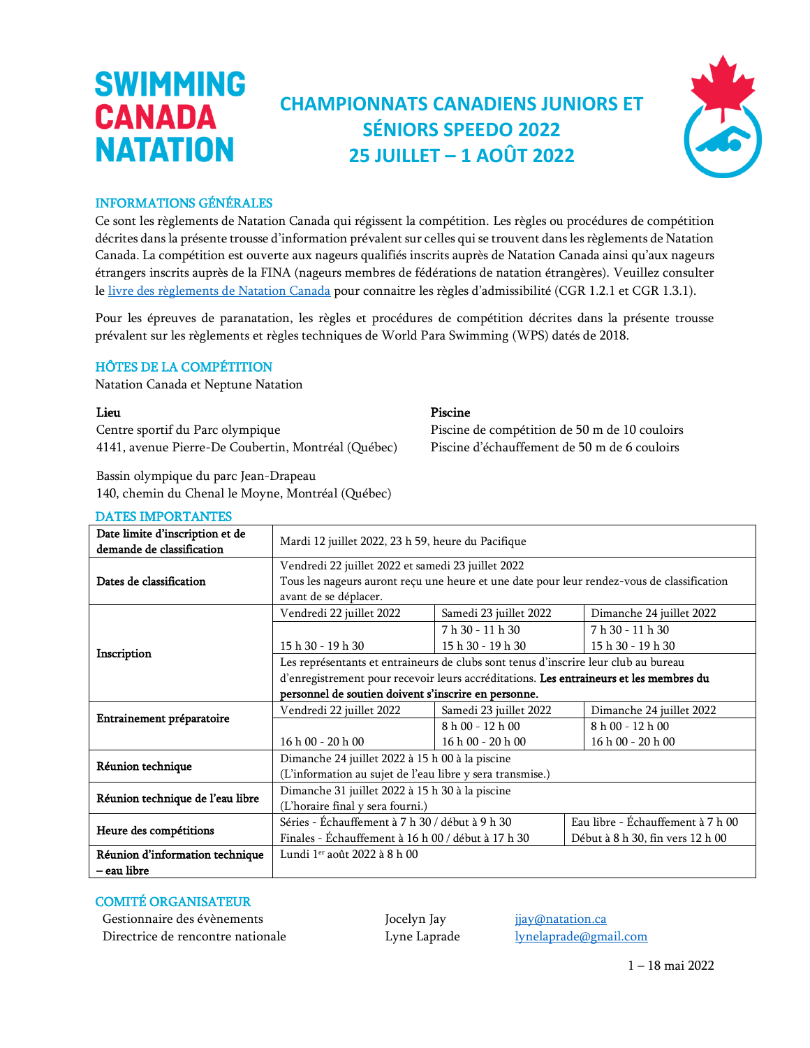# CHAMPIONNATS CANADIENS JUNIORS ET SÉNIORS SPEEDO 2022
# 25 JUILLET – 1 AOÛT 2022

## INFORMATIONS GÉNÉRALES

Ce sont les règlements de Natation Canada qui régissent la compétition. Les règles ou procédures de compétition décrites dans la présente trousse d'information prévalent sur celles qui se trouvent dans les règlements de Natation Canada. La compétition est ouverte aux nageurs qualifiés inscrits auprès de Natation Canada ainsi qu'aux nageurs étrangers inscrits auprès de la FINA (nageurs membres de fédérations de natation étrangères). Veuillez consulter le livre des règlements de Natation Canada pour connaitre les règles d'admissibilité (CGR 1.2.1 et CGR 1.3.1).

Pour les épreuves de paranatation, les règles et procédures de compétition décrites dans la présente trousse prévalent sur les règlements et règles techniques de World Para Swimming (WPS) datés de 2018.

## HÔTES DE LA COMPÉTITION

Natation Canada et Neptune Natation

**Lieu**
Centre sportif du Parc olympique
4141, avenue Pierre-De Coubertin, Montréal (Québec)

**Piscine**
Piscine de compétition de 50 m de 10 couloirs
Piscine d'échauffement de 50 m de 6 couloirs

Bassin olympique du parc Jean-Drapeau
140, chemin du Chenal le Moyne, Montréal (Québec)

## DATES IMPORTANTES

| | | | |
|---|---|---|---|
| **Date limite d'inscription et de demande de classification** | Mardi 12 juillet 2022, 23 h 59, heure du Pacifique | | |
| **Dates de classification** | Vendredi 22 juillet 2022 et samedi 23 juillet 2022<br>Tous les nageurs auront reçu une heure et une date pour leur rendez-vous de classification avant de se déplacer. | | |
| **Inscription** | Vendredi 22 juillet 2022 | Samedi 23 juillet 2022 | Dimanche 24 juillet 2022 |
| | 15 h 30 - 19 h 30 | 7 h 30 - 11 h 30<br>15 h 30 - 19 h 30 | 7 h 30 - 11 h 30<br>15 h 30 - 19 h 30 |
| | Les représentants et entraineurs de clubs sont tenus d'inscrire leur club au bureau d'enregistrement pour recevoir leurs accréditations. **Les entraineurs et les membres du personnel de soutien doivent s'inscrire en personne.** | | |
| **Entrainement préparatoire** | Vendredi 22 juillet 2022 | Samedi 23 juillet 2022 | Dimanche 24 juillet 2022 |
| | 16 h 00 - 20 h 00 | 8 h 00 - 12 h 00<br>16 h 00 - 20 h 00 | 8 h 00 - 12 h 00<br>16 h 00 - 20 h 00 |
| **Réunion technique** | Dimanche 24 juillet 2022 à 15 h 00 à la piscine<br>(L'information au sujet de l'eau libre y sera transmise.) | | |
| **Réunion technique de l'eau libre** | Dimanche 31 juillet 2022 à 15 h 30 à la piscine<br>(L'horaire final y sera fourni.) | | |
| **Heure des compétitions** | Séries - Échauffement à 7 h 30 / début à 9 h 30<br>Finales - Échauffement à 16 h 00 / début à 17 h 30 | | Eau libre - Échauffement à 7 h 00<br>Début à 8 h 30, fin vers 12 h 00 |
| **Réunion d'information technique – eau libre** | Lundi 1er août 2022 à 8 h 00 | | |

## COMITÉ ORGANISATEUR

| | | |
|---|---|---|
| Gestionnaire des évènements | Jocelyn Jay | jjay@natation.ca |
| Directrice de rencontre nationale | Lyne Laprade | lynelaprade@gmail.com |

1 – 18 mai 2022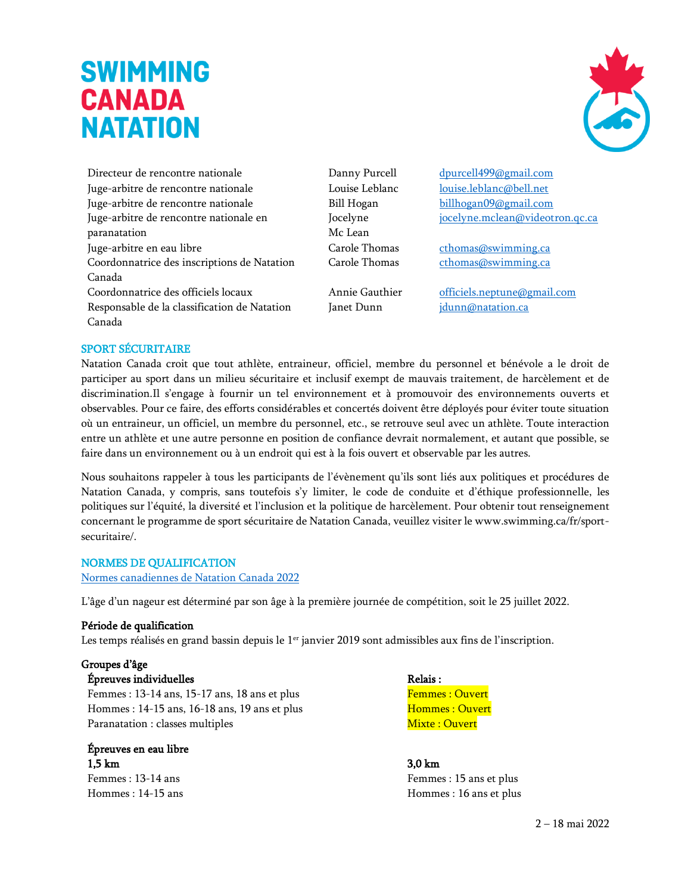| | | |
|---|---|---|
| Directeur de rencontre nationale | Danny Purcell | dpurcell499@gmail.com |
| Juge-arbitre de rencontre nationale | Louise Leblanc | louise.leblanc@bell.net |
| Juge-arbitre de rencontre nationale | Bill Hogan | billhogan09@gmail.com |
| Juge-arbitre de rencontre nationale en paranatation | Jocelyne Mc Lean | jocelyne.mclean@videotron.qc.ca |
| Juge-arbitre en eau libre | Carole Thomas | cthomas@swimming.ca |
| Coordonnatrice des inscriptions de Natation Canada | Carole Thomas | cthomas@swimming.ca |
| Coordonnatrice des officiels locaux | Annie Gauthier | officiels.neptune@gmail.com |
| Responsable de la classification de Natation Canada | Janet Dunn | jdunn@natation.ca |

## SPORT SÉCURITAIRE

Natation Canada croit que tout athlète, entraineur, officiel, membre du personnel et bénévole a le droit de participer au sport dans un milieu sécuritaire et inclusif exempt de mauvais traitement, de harcèlement et de discrimination.Il s'engage à fournir un tel environnement et à promouvoir des environnements ouverts et observables. Pour ce faire, des efforts considérables et concertés doivent être déployés pour éviter toute situation où un entraineur, un officiel, un membre du personnel, etc., se retrouve seul avec un athlète. Toute interaction entre un athlète et une autre personne en position de confiance devrait normalement, et autant que possible, se faire dans un environnement ou à un endroit qui est à la fois ouvert et observable par les autres.

Nous souhaitons rappeler à tous les participants de l'évènement qu'ils sont liés aux politiques et procédures de Natation Canada, y compris, sans toutefois s'y limiter, le code de conduite et d'éthique professionnelle, les politiques sur l'équité, la diversité et l'inclusion et la politique de harcèlement. Pour obtenir tout renseignement concernant le programme de sport sécuritaire de Natation Canada, veuillez visiter le www.swimming.ca/fr/sport-securitaire/.

## NORMES DE QUALIFICATION

Normes canadiennes de Natation Canada 2022

L'âge d'un nageur est déterminé par son âge à la première journée de compétition, soit le 25 juillet 2022.

**Période de qualification**

Les temps réalisés en grand bassin depuis le 1er janvier 2019 sont admissibles aux fins de l'inscription.

**Groupes d'âge**

**Épreuves individuelles**

Femmes : 13-14 ans, 15-17 ans, 18 ans et plus
Hommes : 14-15 ans, 16-18 ans, 19 ans et plus
Paranatation : classes multiples

**Relais :**

Femmes : Ouvert
Hommes : Ouvert
Mixte : Ouvert

**Épreuves en eau libre**

**1,5 km**

Femmes : 13-14 ans
Hommes : 14-15 ans

**3,0 km**

Femmes : 15 ans et plus
Hommes : 16 ans et plus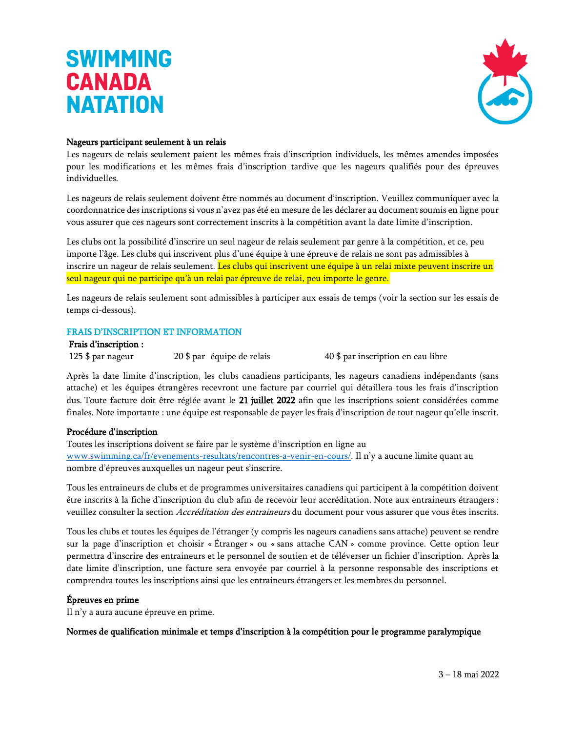**Nageurs participant seulement à un relais**

Les nageurs de relais seulement paient les mêmes frais d'inscription individuels, les mêmes amendes imposées pour les modifications et les mêmes frais d'inscription tardive que les nageurs qualifiés pour des épreuves individuelles.

Les nageurs de relais seulement doivent être nommés au document d'inscription. Veuillez communiquer avec la coordonnatrice des inscriptions si vous n'avez pas été en mesure de les déclarer au document soumis en ligne pour vous assurer que ces nageurs sont correctement inscrits à la compétition avant la date limite d'inscription.

Les clubs ont la possibilité d'inscrire un seul nageur de relais seulement par genre à la compétition, et ce, peu importe l'âge. Les clubs qui inscrivent plus d'une équipe à une épreuve de relais ne sont pas admissibles à inscrire un nageur de relais seulement. Les clubs qui inscrivent une équipe à un relai mixte peuvent inscrire un seul nageur qui ne participe qu'à un relai par épreuve de relai, peu importe le genre.

Les nageurs de relais seulement sont admissibles à participer aux essais de temps (voir la section sur les essais de temps ci-dessous).

## FRAIS D'INSCRIPTION ET INFORMATION

**Frais d'inscription :**

125 $ par nageur — 20 $ par équipe de relais — 40 $ par inscription en eau libre

Après la date limite d'inscription, les clubs canadiens participants, les nageurs canadiens indépendants (sans attache) et les équipes étrangères recevront une facture par courriel qui détaillera tous les frais d'inscription dus. Toute facture doit être réglée avant le **21 juillet 2022** afin que les inscriptions soient considérées comme finales. Note importante : une équipe est responsable de payer les frais d'inscription de tout nageur qu'elle inscrit.

**Procédure d'inscription**

Toutes les inscriptions doivent se faire par le système d'inscription en ligne au www.swimming.ca/fr/evenements-resultats/rencontres-a-venir-en-cours/. Il n'y a aucune limite quant au nombre d'épreuves auxquelles un nageur peut s'inscrire.

Tous les entraineurs de clubs et de programmes universitaires canadiens qui participent à la compétition doivent être inscrits à la fiche d'inscription du club afin de recevoir leur accréditation. Note aux entraineurs étrangers : veuillez consulter la section *Accréditation des entraineurs* du document pour vous assurer que vous êtes inscrits.

Tous les clubs et toutes les équipes de l'étranger (y compris les nageurs canadiens sans attache) peuvent se rendre sur la page d'inscription et choisir « Étranger » ou « sans attache CAN » comme province. Cette option leur permettra d'inscrire des entraineurs et le personnel de soutien et de téléverser un fichier d'inscription. Après la date limite d'inscription, une facture sera envoyée par courriel à la personne responsable des inscriptions et comprendra toutes les inscriptions ainsi que les entraineurs étrangers et les membres du personnel.

**Épreuves en prime**

Il n'y a aura aucune épreuve en prime.

**Normes de qualification minimale et temps d'inscription à la compétition pour le programme paralympique**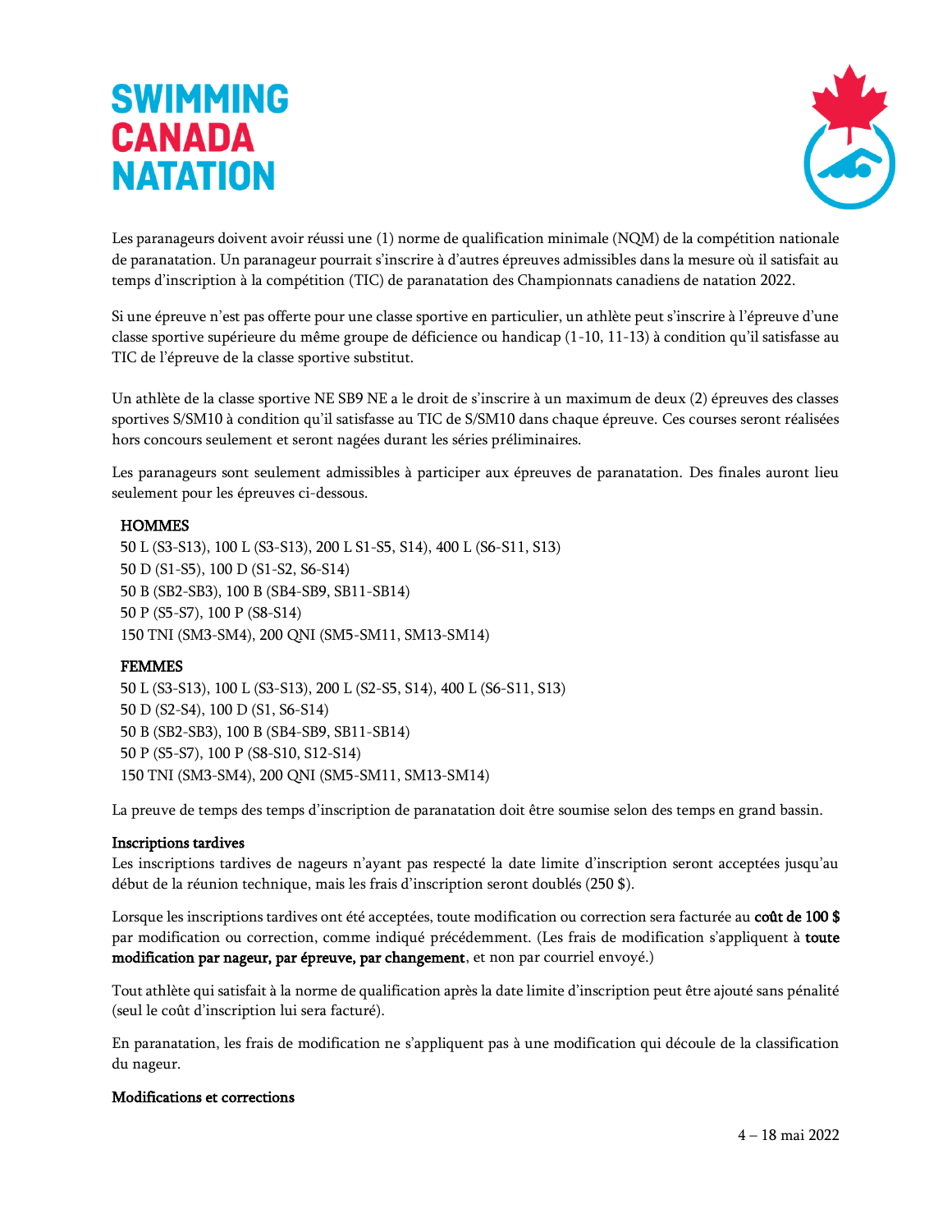Les paranageurs doivent avoir réussi une (1) norme de qualification minimale (NQM) de la compétition nationale de paranatation. Un paranageur pourrait s'inscrire à d'autres épreuves admissibles dans la mesure où il satisfait au temps d'inscription à la compétition (TIC) de paranatation des Championnats canadiens de natation 2022.

Si une épreuve n'est pas offerte pour une classe sportive en particulier, un athlète peut s'inscrire à l'épreuve d'une classe sportive supérieure du même groupe de déficience ou handicap (1-10, 11-13) à condition qu'il satisfasse au TIC de l'épreuve de la classe sportive substitut.

Un athlète de la classe sportive NE SB9 NE a le droit de s'inscrire à un maximum de deux (2) épreuves des classes sportives S/SM10 à condition qu'il satisfasse au TIC de S/SM10 dans chaque épreuve. Ces courses seront réalisées hors concours seulement et seront nagées durant les séries préliminaires.

Les paranageurs sont seulement admissibles à participer aux épreuves de paranatation. Des finales auront lieu seulement pour les épreuves ci-dessous.

**HOMMES**
50 L (S3-S13), 100 L (S3-S13), 200 L S1-S5, S14), 400 L (S6-S11, S13)
50 D (S1-S5), 100 D (S1-S2, S6-S14)
50 B (SB2-SB3), 100 B (SB4-SB9, SB11-SB14)
50 P (S5-S7), 100 P (S8-S14)
150 TNI (SM3-SM4), 200 QNI (SM5-SM11, SM13-SM14)

**FEMMES**
50 L (S3-S13), 100 L (S3-S13), 200 L (S2-S5, S14), 400 L (S6-S11, S13)
50 D (S2-S4), 100 D (S1, S6-S14)
50 B (SB2-SB3), 100 B (SB4-SB9, SB11-SB14)
50 P (S5-S7), 100 P (S8-S10, S12-S14)
150 TNI (SM3-SM4), 200 QNI (SM5-SM11, SM13-SM14)

La preuve de temps des temps d'inscription de paranatation doit être soumise selon des temps en grand bassin.

**Inscriptions tardives**
Les inscriptions tardives de nageurs n'ayant pas respecté la date limite d'inscription seront acceptées jusqu'au début de la réunion technique, mais les frais d'inscription seront doublés (250 $).

Lorsque les inscriptions tardives ont été acceptées, toute modification ou correction sera facturée au **coût de 100 $** par modification ou correction, comme indiqué précédemment. (Les frais de modification s'appliquent à **toute modification par nageur, par épreuve, par changement**, et non par courriel envoyé.)

Tout athlète qui satisfait à la norme de qualification après la date limite d'inscription peut être ajouté sans pénalité (seul le coût d'inscription lui sera facturé).

En paranatation, les frais de modification ne s'appliquent pas à une modification qui découle de la classification du nageur.

**Modifications et corrections**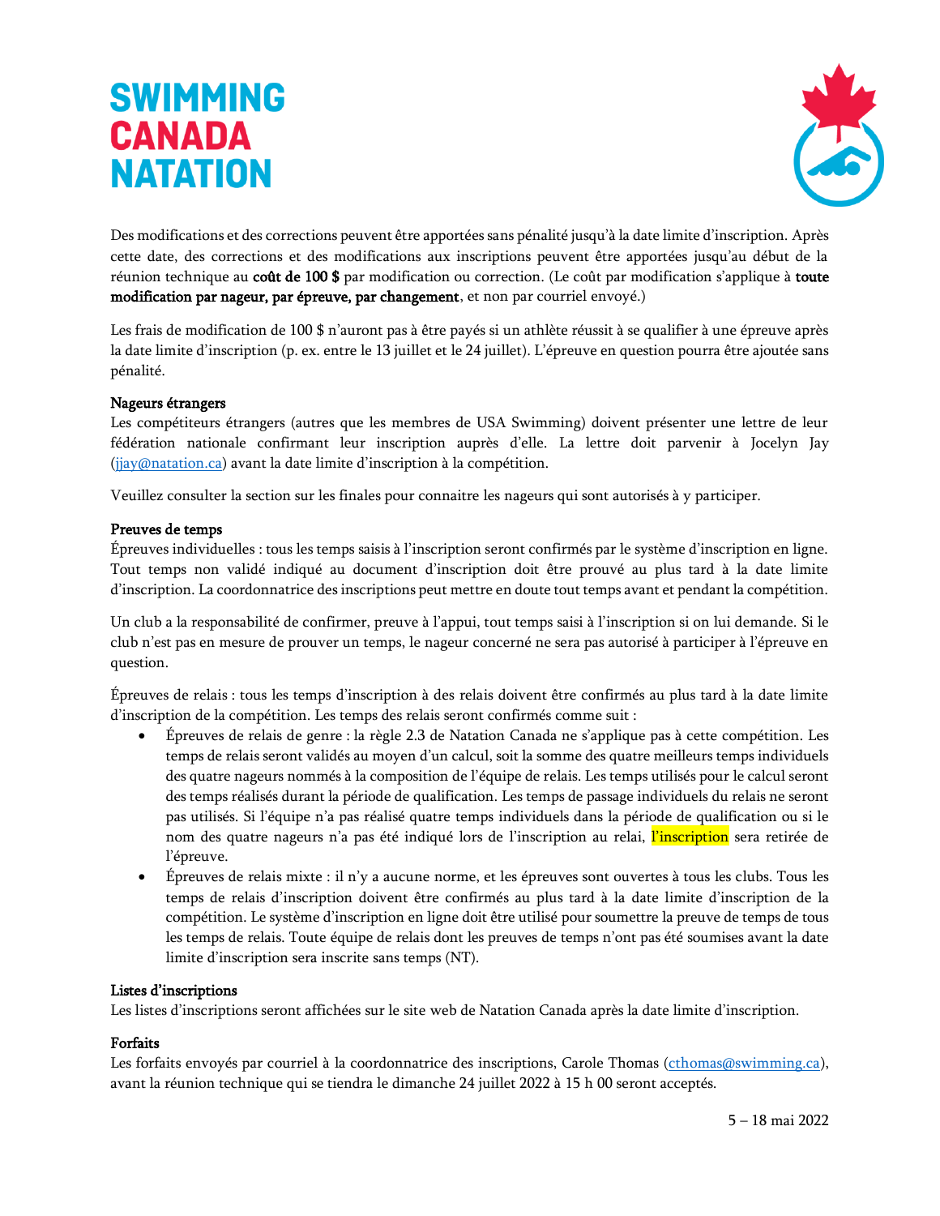Des modifications et des corrections peuvent être apportées sans pénalité jusqu'à la date limite d'inscription. Après cette date, des corrections et des modifications aux inscriptions peuvent être apportées jusqu'au début de la réunion technique au **coût de 100 $** par modification ou correction. (Le coût par modification s'applique à **toute modification par nageur, par épreuve, par changement**, et non par courriel envoyé.)

Les frais de modification de 100 $ n'auront pas à être payés si un athlète réussit à se qualifier à une épreuve après la date limite d'inscription (p. ex. entre le 13 juillet et le 24 juillet). L'épreuve en question pourra être ajoutée sans pénalité.

### Nageurs étrangers

Les compétiteurs étrangers (autres que les membres de USA Swimming) doivent présenter une lettre de leur fédération nationale confirmant leur inscription auprès d'elle. La lettre doit parvenir à Jocelyn Jay (jjay@natation.ca) avant la date limite d'inscription à la compétition.

Veuillez consulter la section sur les finales pour connaitre les nageurs qui sont autorisés à y participer.

### Preuves de temps

Épreuves individuelles : tous les temps saisis à l'inscription seront confirmés par le système d'inscription en ligne. Tout temps non validé indiqué au document d'inscription doit être prouvé au plus tard à la date limite d'inscription. La coordonnatrice des inscriptions peut mettre en doute tout temps avant et pendant la compétition.

Un club a la responsabilité de confirmer, preuve à l'appui, tout temps saisi à l'inscription si on lui demande. Si le club n'est pas en mesure de prouver un temps, le nageur concerné ne sera pas autorisé à participer à l'épreuve en question.

Épreuves de relais : tous les temps d'inscription à des relais doivent être confirmés au plus tard à la date limite d'inscription de la compétition. Les temps des relais seront confirmés comme suit :

- Épreuves de relais de genre : la règle 2.3 de Natation Canada ne s'applique pas à cette compétition. Les temps de relais seront validés au moyen d'un calcul, soit la somme des quatre meilleurs temps individuels des quatre nageurs nommés à la composition de l'équipe de relais. Les temps utilisés pour le calcul seront des temps réalisés durant la période de qualification. Les temps de passage individuels du relais ne seront pas utilisés. Si l'équipe n'a pas réalisé quatre temps individuels dans la période de qualification ou si le nom des quatre nageurs n'a pas été indiqué lors de l'inscription au relai, l'inscription sera retirée de l'épreuve.
- Épreuves de relais mixte : il n'y a aucune norme, et les épreuves sont ouvertes à tous les clubs. Tous les temps de relais d'inscription doivent être confirmés au plus tard à la date limite d'inscription de la compétition. Le système d'inscription en ligne doit être utilisé pour soumettre la preuve de temps de tous les temps de relais. Toute équipe de relais dont les preuves de temps n'ont pas été soumises avant la date limite d'inscription sera inscrite sans temps (NT).

### Listes d'inscriptions

Les listes d'inscriptions seront affichées sur le site web de Natation Canada après la date limite d'inscription.

### Forfaits

Les forfaits envoyés par courriel à la coordonnatrice des inscriptions, Carole Thomas (cthomas@swimming.ca), avant la réunion technique qui se tiendra le dimanche 24 juillet 2022 à 15 h 00 seront acceptés.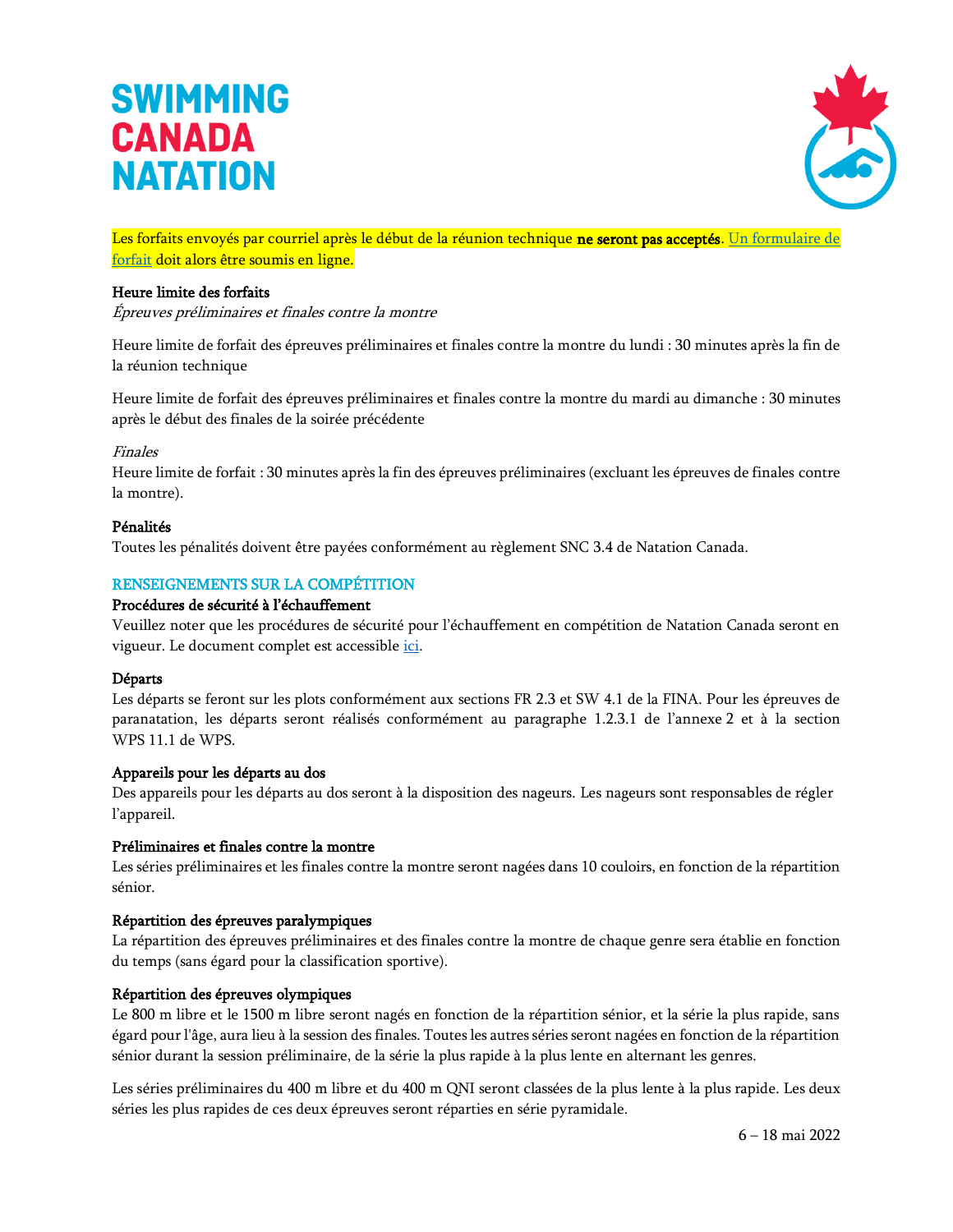Les forfaits envoyés par courriel après le début de la réunion technique **ne seront pas acceptés**. Un formulaire de forfait doit alors être soumis en ligne.

**Heure limite des forfaits**
*Épreuves préliminaires et finales contre la montre*

Heure limite de forfait des épreuves préliminaires et finales contre la montre du lundi : 30 minutes après la fin de la réunion technique

Heure limite de forfait des épreuves préliminaires et finales contre la montre du mardi au dimanche : 30 minutes après le début des finales de la soirée précédente

*Finales*
Heure limite de forfait : 30 minutes après la fin des épreuves préliminaires (excluant les épreuves de finales contre la montre).

**Pénalités**
Toutes les pénalités doivent être payées conformément au règlement SNC 3.4 de Natation Canada.

## RENSEIGNEMENTS SUR LA COMPÉTITION

**Procédures de sécurité à l'échauffement**
Veuillez noter que les procédures de sécurité pour l'échauffement en compétition de Natation Canada seront en vigueur. Le document complet est accessible ici.

**Départs**
Les départs se feront sur les plots conformément aux sections FR 2.3 et SW 4.1 de la FINA. Pour les épreuves de paranatation, les départs seront réalisés conformément au paragraphe 1.2.3.1 de l'annexe 2 et à la section WPS 11.1 de WPS.

**Appareils pour les départs au dos**
Des appareils pour les départs au dos seront à la disposition des nageurs. Les nageurs sont responsables de régler l'appareil.

**Préliminaires et finales contre la montre**
Les séries préliminaires et les finales contre la montre seront nagées dans 10 couloirs, en fonction de la répartition sénior.

**Répartition des épreuves paralympiques**
La répartition des épreuves préliminaires et des finales contre la montre de chaque genre sera établie en fonction du temps (sans égard pour la classification sportive).

**Répartition des épreuves olympiques**
Le 800 m libre et le 1500 m libre seront nagés en fonction de la répartition sénior, et la série la plus rapide, sans égard pour l'âge, aura lieu à la session des finales. Toutes les autres séries seront nagées en fonction de la répartition sénior durant la session préliminaire, de la série la plus rapide à la plus lente en alternant les genres.

Les séries préliminaires du 400 m libre et du 400 m QNI seront classées de la plus lente à la plus rapide. Les deux séries les plus rapides de ces deux épreuves seront réparties en série pyramidale.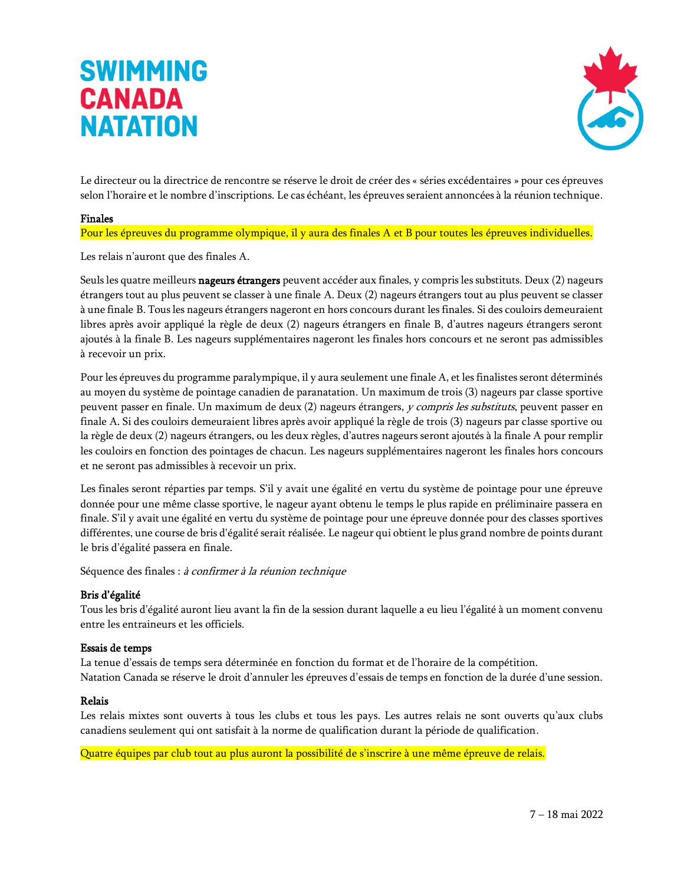Le directeur ou la directrice de rencontre se réserve le droit de créer des « séries excédentaires » pour ces épreuves selon l'horaire et le nombre d'inscriptions. Le cas échéant, les épreuves seraient annoncées à la réunion technique.

**Finales**

Pour les épreuves du programme olympique, il y aura des finales A et B pour toutes les épreuves individuelles.

Les relais n'auront que des finales A.

Seuls les quatre meilleurs **nageurs étrangers** peuvent accéder aux finales, y compris les substituts. Deux (2) nageurs étrangers tout au plus peuvent se classer à une finale A. Deux (2) nageurs étrangers tout au plus peuvent se classer à une finale B. Tous les nageurs étrangers nageront en hors concours durant les finales. Si des couloirs demeuraient libres après avoir appliqué la règle de deux (2) nageurs étrangers en finale B, d'autres nageurs étrangers seront ajoutés à la finale B. Les nageurs supplémentaires nageront les finales hors concours et ne seront pas admissibles à recevoir un prix.

Pour les épreuves du programme paralympique, il y aura seulement une finale A, et les finalistes seront déterminés au moyen du système de pointage canadien de paranatation. Un maximum de trois (3) nageurs par classe sportive peuvent passer en finale. Un maximum de deux (2) nageurs étrangers, *y compris les substituts*, peuvent passer en finale A. Si des couloirs demeuraient libres après avoir appliqué la règle de trois (3) nageurs par classe sportive ou la règle de deux (2) nageurs étrangers, ou les deux règles, d'autres nageurs seront ajoutés à la finale A pour remplir les couloirs en fonction des pointages de chacun. Les nageurs supplémentaires nageront les finales hors concours et ne seront pas admissibles à recevoir un prix.

Les finales seront réparties par temps. S'il y avait une égalité en vertu du système de pointage pour une épreuve donnée pour une même classe sportive, le nageur ayant obtenu le temps le plus rapide en préliminaire passera en finale. S'il y avait une égalité en vertu du système de pointage pour une épreuve donnée pour des classes sportives différentes, une course de bris d'égalité serait réalisée. Le nageur qui obtient le plus grand nombre de points durant le bris d'égalité passera en finale.

Séquence des finales : *à confirmer à la réunion technique*

**Bris d'égalité**

Tous les bris d'égalité auront lieu avant la fin de la session durant laquelle a eu lieu l'égalité à un moment convenu entre les entraineurs et les officiels.

**Essais de temps**

La tenue d'essais de temps sera déterminée en fonction du format et de l'horaire de la compétition.
Natation Canada se réserve le droit d'annuler les épreuves d'essais de temps en fonction de la durée d'une session.

**Relais**

Les relais mixtes sont ouverts à tous les clubs et tous les pays. Les autres relais ne sont ouverts qu'aux clubs canadiens seulement qui ont satisfait à la norme de qualification durant la période de qualification.

Quatre équipes par club tout au plus auront la possibilité de s'inscrire à une même épreuve de relais.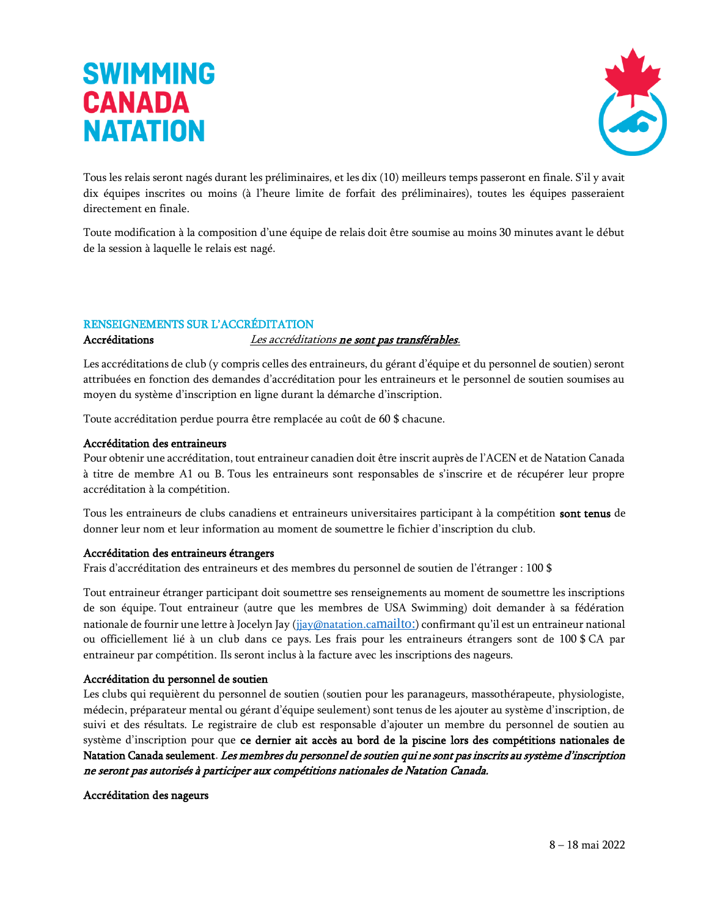Tous les relais seront nagés durant les préliminaires, et les dix (10) meilleurs temps passeront en finale. S'il y avait dix équipes inscrites ou moins (à l'heure limite de forfait des préliminaires), toutes les équipes passeraient directement en finale.

Toute modification à la composition d'une équipe de relais doit être soumise au moins 30 minutes avant le début de la session à laquelle le relais est nagé.

## RENSEIGNEMENTS SUR L'ACCRÉDITATION

**Accréditations** *Les accréditations* ***ne sont pas transférables.***

Les accréditations de club (y compris celles des entraineurs, du gérant d'équipe et du personnel de soutien) seront attribuées en fonction des demandes d'accréditation pour les entraineurs et le personnel de soutien soumises au moyen du système d'inscription en ligne durant la démarche d'inscription.

Toute accréditation perdue pourra être remplacée au coût de 60 $ chacune.

**Accréditation des entraineurs**

Pour obtenir une accréditation, tout entraineur canadien doit être inscrit auprès de l'ACEN et de Natation Canada à titre de membre A1 ou B. Tous les entraineurs sont responsables de s'inscrire et de récupérer leur propre accréditation à la compétition.

Tous les entraineurs de clubs canadiens et entraineurs universitaires participant à la compétition **sont tenus** de donner leur nom et leur information au moment de soumettre le fichier d'inscription du club.

**Accréditation des entraineurs étrangers**

Frais d'accréditation des entraineurs et des membres du personnel de soutien de l'étranger : 100 $

Tout entraineur étranger participant doit soumettre ses renseignements au moment de soumettre les inscriptions de son équipe. Tout entraineur (autre que les membres de USA Swimming) doit demander à sa fédération nationale de fournir une lettre à Jocelyn Jay (jjay@natation.camailto:) confirmant qu'il est un entraineur national ou officiellement lié à un club dans ce pays. Les frais pour les entraineurs étrangers sont de 100 $ CA par entraineur par compétition. Ils seront inclus à la facture avec les inscriptions des nageurs.

**Accréditation du personnel de soutien**

Les clubs qui requièrent du personnel de soutien (soutien pour les paranageurs, massothérapeute, physiologiste, médecin, préparateur mental ou gérant d'équipe seulement) sont tenus de les ajouter au système d'inscription, de suivi et des résultats. Le registraire de club est responsable d'ajouter un membre du personnel de soutien au système d'inscription pour que **ce dernier ait accès au bord de la piscine lors des compétitions nationales de Natation Canada seulement**. ***Les membres du personnel de soutien qui ne sont pas inscrits au système d'inscription ne seront pas autorisés à participer aux compétitions nationales de Natation Canada.***

**Accréditation des nageurs**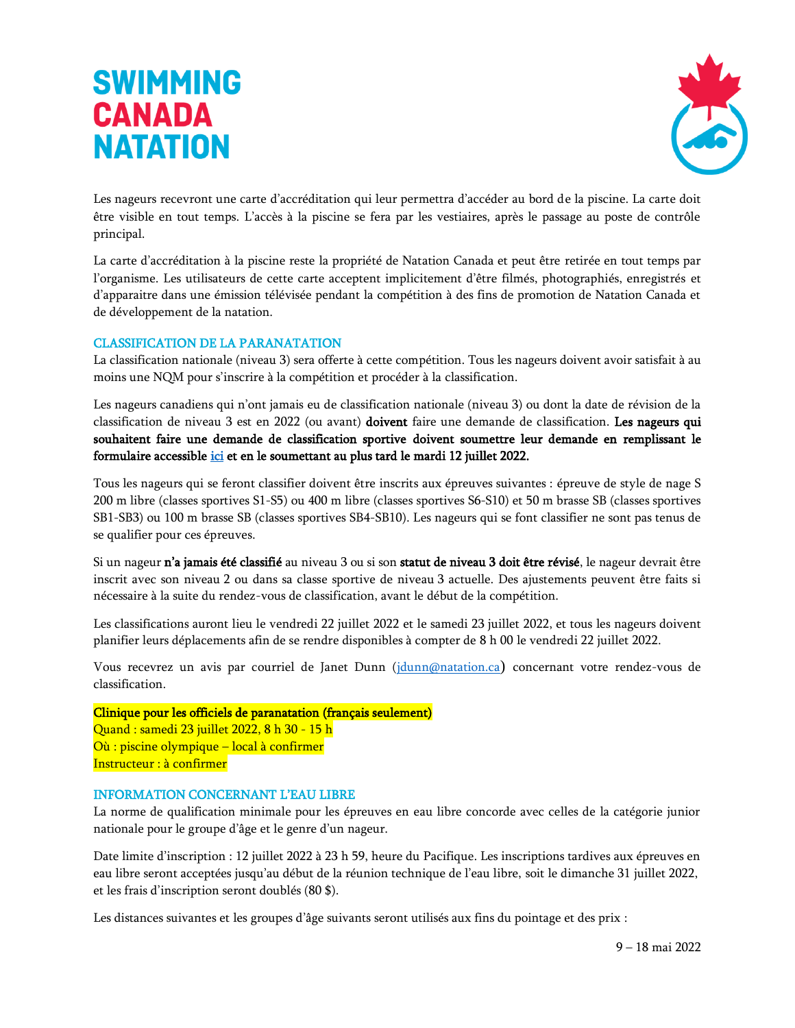Les nageurs recevront une carte d'accréditation qui leur permettra d'accéder au bord de la piscine. La carte doit être visible en tout temps. L'accès à la piscine se fera par les vestiaires, après le passage au poste de contrôle principal.

La carte d'accréditation à la piscine reste la propriété de Natation Canada et peut être retirée en tout temps par l'organisme. Les utilisateurs de cette carte acceptent implicitement d'être filmés, photographiés, enregistrés et d'apparaitre dans une émission télévisée pendant la compétition à des fins de promotion de Natation Canada et de développement de la natation.

## CLASSIFICATION DE LA PARANATATION

La classification nationale (niveau 3) sera offerte à cette compétition. Tous les nageurs doivent avoir satisfait à au moins une NQM pour s'inscrire à la compétition et procéder à la classification.

Les nageurs canadiens qui n'ont jamais eu de classification nationale (niveau 3) ou dont la date de révision de la classification de niveau 3 est en 2022 (ou avant) **doivent** faire une demande de classification. **Les nageurs qui souhaitent faire une demande de classification sportive doivent soumettre leur demande en remplissant le formulaire accessible [ici] et en le soumettant au plus tard le mardi 12 juillet 2022.**

Tous les nageurs qui se feront classifier doivent être inscrits aux épreuves suivantes : épreuve de style de nage S 200 m libre (classes sportives S1-S5) ou 400 m libre (classes sportives S6-S10) et 50 m brasse SB (classes sportives SB1-SB3) ou 100 m brasse SB (classes sportives SB4-SB10). Les nageurs qui se font classifier ne sont pas tenus de se qualifier pour ces épreuves.

Si un nageur **n'a jamais été classifié** au niveau 3 ou si son **statut de niveau 3 doit être révisé**, le nageur devrait être inscrit avec son niveau 2 ou dans sa classe sportive de niveau 3 actuelle. Des ajustements peuvent être faits si nécessaire à la suite du rendez-vous de classification, avant le début de la compétition.

Les classifications auront lieu le vendredi 22 juillet 2022 et le samedi 23 juillet 2022, et tous les nageurs doivent planifier leurs déplacements afin de se rendre disponibles à compter de 8 h 00 le vendredi 22 juillet 2022.

Vous recevrez un avis par courriel de Janet Dunn (jdunn@natation.ca) concernant votre rendez-vous de classification.

**Clinique pour les officiels de paranatation (français seulement)**
Quand : samedi 23 juillet 2022, 8 h 30 - 15 h
Où : piscine olympique – local à confirmer
Instructeur : à confirmer

## INFORMATION CONCERNANT L'EAU LIBRE

La norme de qualification minimale pour les épreuves en eau libre concorde avec celles de la catégorie junior nationale pour le groupe d'âge et le genre d'un nageur.

Date limite d'inscription : 12 juillet 2022 à 23 h 59, heure du Pacifique. Les inscriptions tardives aux épreuves en eau libre seront acceptées jusqu'au début de la réunion technique de l'eau libre, soit le dimanche 31 juillet 2022, et les frais d'inscription seront doublés (80 $).

Les distances suivantes et les groupes d'âge suivants seront utilisés aux fins du pointage et des prix :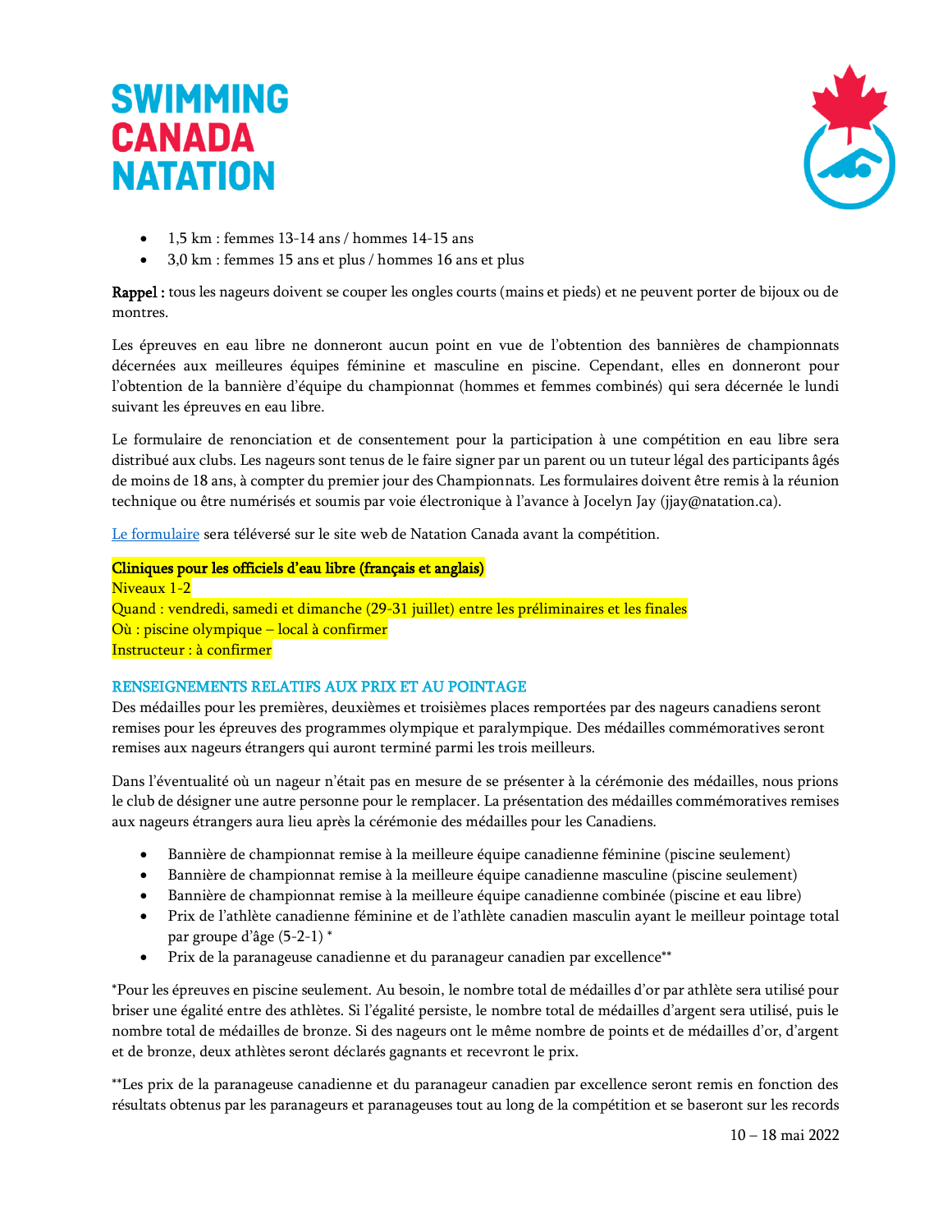- 1,5 km : femmes 13-14 ans / hommes 14-15 ans
- 3,0 km : femmes 15 ans et plus / hommes 16 ans et plus

**Rappel :** tous les nageurs doivent se couper les ongles courts (mains et pieds) et ne peuvent porter de bijoux ou de montres.

Les épreuves en eau libre ne donneront aucun point en vue de l'obtention des bannières de championnats décernées aux meilleures équipes féminine et masculine en piscine. Cependant, elles en donneront pour l'obtention de la bannière d'équipe du championnat (hommes et femmes combinés) qui sera décernée le lundi suivant les épreuves en eau libre.

Le formulaire de renonciation et de consentement pour la participation à une compétition en eau libre sera distribué aux clubs. Les nageurs sont tenus de le faire signer par un parent ou un tuteur légal des participants âgés de moins de 18 ans, à compter du premier jour des Championnats. Les formulaires doivent être remis à la réunion technique ou être numérisés et soumis par voie électronique à l'avance à Jocelyn Jay (jjay@natation.ca).

Le formulaire sera téléversé sur le site web de Natation Canada avant la compétition.

**Cliniques pour les officiels d'eau libre (français et anglais)**
Niveaux 1-2
Quand : vendredi, samedi et dimanche (29-31 juillet) entre les préliminaires et les finales
Où : piscine olympique – local à confirmer
Instructeur : à confirmer

## RENSEIGNEMENTS RELATIFS AUX PRIX ET AU POINTAGE

Des médailles pour les premières, deuxièmes et troisièmes places remportées par des nageurs canadiens seront remises pour les épreuves des programmes olympique et paralympique. Des médailles commémoratives seront remises aux nageurs étrangers qui auront terminé parmi les trois meilleurs.

Dans l'éventualité où un nageur n'était pas en mesure de se présenter à la cérémonie des médailles, nous prions le club de désigner une autre personne pour le remplacer. La présentation des médailles commémoratives remises aux nageurs étrangers aura lieu après la cérémonie des médailles pour les Canadiens.

- Bannière de championnat remise à la meilleure équipe canadienne féminine (piscine seulement)
- Bannière de championnat remise à la meilleure équipe canadienne masculine (piscine seulement)
- Bannière de championnat remise à la meilleure équipe canadienne combinée (piscine et eau libre)
- Prix de l'athlète canadienne féminine et de l'athlète canadien masculin ayant le meilleur pointage total par groupe d'âge (5-2-1) *
- Prix de la paranageuse canadienne et du paranageur canadien par excellence**

*Pour les épreuves en piscine seulement. Au besoin, le nombre total de médailles d'or par athlète sera utilisé pour briser une égalité entre des athlètes. Si l'égalité persiste, le nombre total de médailles d'argent sera utilisé, puis le nombre total de médailles de bronze. Si des nageurs ont le même nombre de points et de médailles d'or, d'argent et de bronze, deux athlètes seront déclarés gagnants et recevront le prix.

**Les prix de la paranageuse canadienne et du paranageur canadien par excellence seront remis en fonction des résultats obtenus par les paranageurs et paranageuses tout au long de la compétition et se baseront sur les records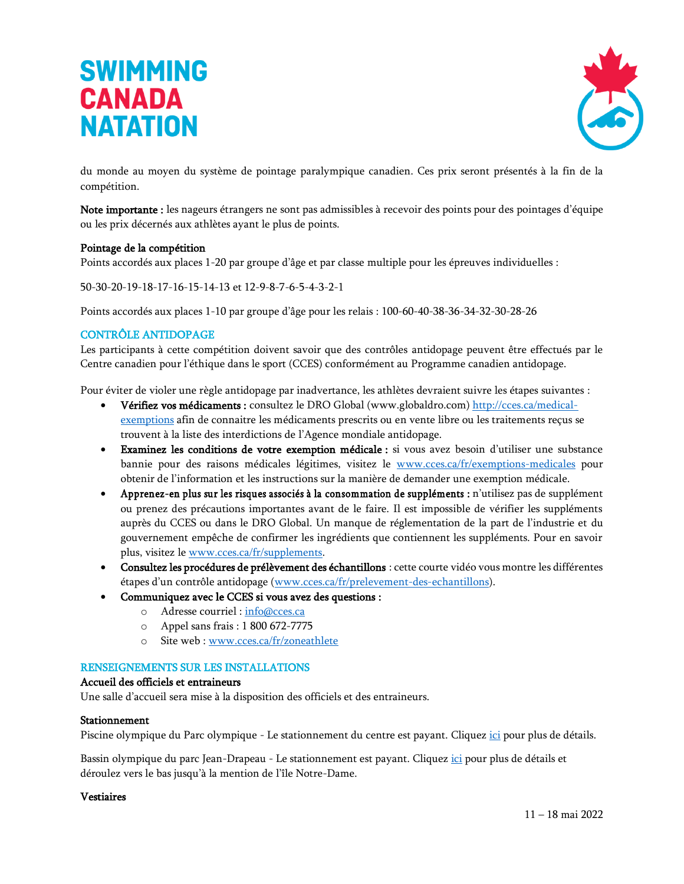du monde au moyen du système de pointage paralympique canadien. Ces prix seront présentés à la fin de la compétition.

**Note importante :** les nageurs étrangers ne sont pas admissibles à recevoir des points pour des pointages d'équipe ou les prix décernés aux athlètes ayant le plus de points.

**Pointage de la compétition**
Points accordés aux places 1-20 par groupe d'âge et par classe multiple pour les épreuves individuelles :

50-30-20-19-18-17-16-15-14-13 et 12-9-8-7-6-5-4-3-2-1

Points accordés aux places 1-10 par groupe d'âge pour les relais : 100-60-40-38-36-34-32-30-28-26

## CONTRÔLE ANTIDOPAGE

Les participants à cette compétition doivent savoir que des contrôles antidopage peuvent être effectués par le Centre canadien pour l'éthique dans le sport (CCES) conformément au Programme canadien antidopage.

Pour éviter de violer une règle antidopage par inadvertance, les athlètes devraient suivre les étapes suivantes :

- **Vérifiez vos médicaments :** consultez le DRO Global (www.globaldro.com) http://cces.ca/medical-exemptions afin de connaitre les médicaments prescrits ou en vente libre ou les traitements reçus se trouvent à la liste des interdictions de l'Agence mondiale antidopage.
- **Examinez les conditions de votre exemption médicale :** si vous avez besoin d'utiliser une substance bannie pour des raisons médicales légitimes, visitez le www.cces.ca/fr/exemptions-medicales pour obtenir de l'information et les instructions sur la manière de demander une exemption médicale.
- **Apprenez-en plus sur les risques associés à la consommation de suppléments :** n'utilisez pas de supplément ou prenez des précautions importantes avant de le faire. Il est impossible de vérifier les suppléments auprès du CCES ou dans le DRO Global. Un manque de réglementation de la part de l'industrie et du gouvernement empêche de confirmer les ingrédients que contiennent les suppléments. Pour en savoir plus, visitez le www.cces.ca/fr/supplements.
- **Consultez les procédures de prélèvement des échantillons** : cette courte vidéo vous montre les différentes étapes d'un contrôle antidopage (www.cces.ca/fr/prelevement-des-echantillons).
- **Communiquez avec le CCES si vous avez des questions :**
  - Adresse courriel : info@cces.ca
  - Appel sans frais : 1 800 672-7775
  - Site web : www.cces.ca/fr/zoneathlete

## RENSEIGNEMENTS SUR LES INSTALLATIONS

**Accueil des officiels et entraineurs**
Une salle d'accueil sera mise à la disposition des officiels et des entraineurs.

**Stationnement**
Piscine olympique du Parc olympique - Le stationnement du centre est payant. Cliquez ici pour plus de détails.

Bassin olympique du parc Jean-Drapeau - Le stationnement est payant. Cliquez ici pour plus de détails et déroulez vers le bas jusqu'à la mention de l'île Notre-Dame.

**Vestiaires**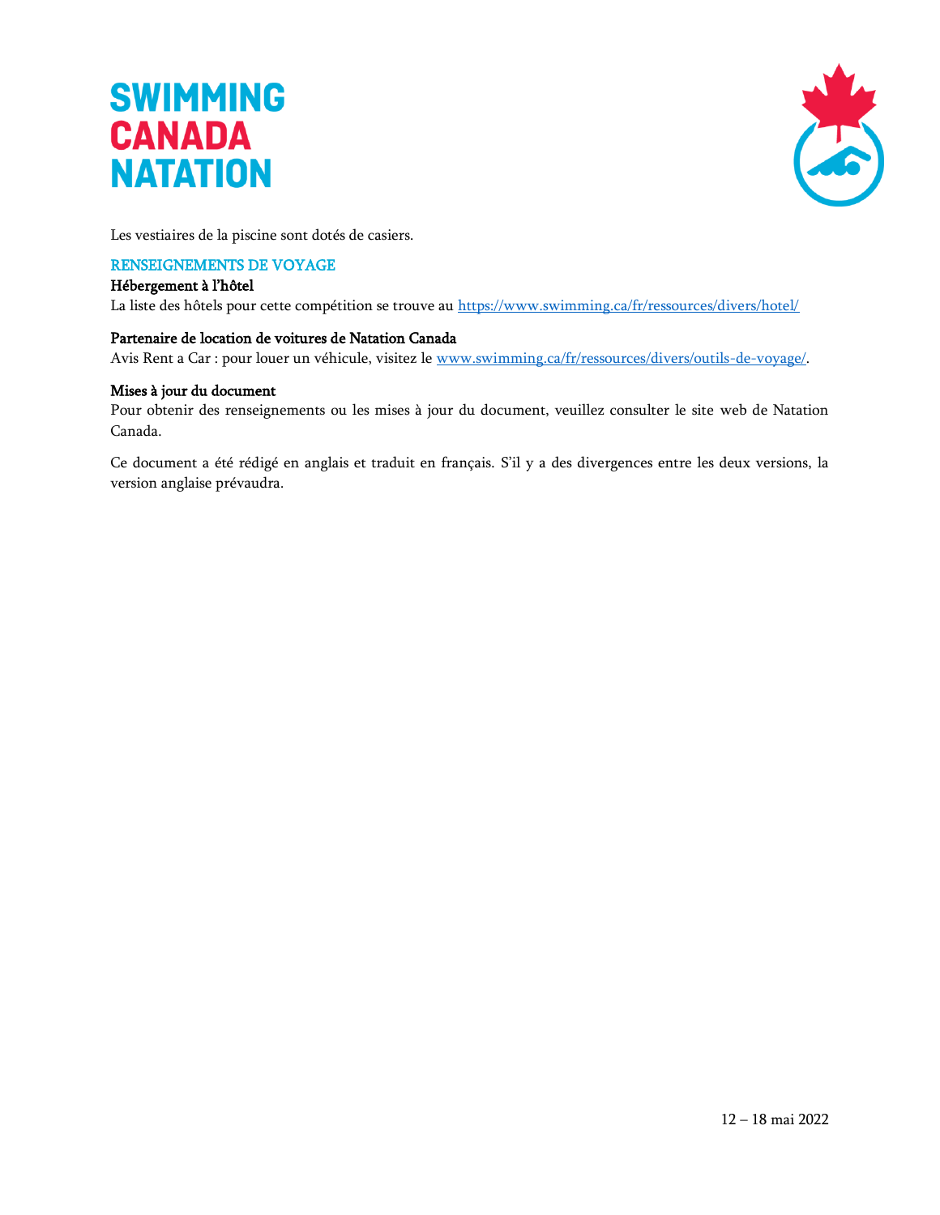Les vestiaires de la piscine sont dotés de casiers.

## RENSEIGNEMENTS DE VOYAGE

**Hébergement à l'hôtel**
La liste des hôtels pour cette compétition se trouve au https://www.swimming.ca/fr/ressources/divers/hotel/

**Partenaire de location de voitures de Natation Canada**
Avis Rent a Car : pour louer un véhicule, visitez le www.swimming.ca/fr/ressources/divers/outils-de-voyage/.

**Mises à jour du document**
Pour obtenir des renseignements ou les mises à jour du document, veuillez consulter le site web de Natation Canada.

Ce document a été rédigé en anglais et traduit en français. S'il y a des divergences entre les deux versions, la version anglaise prévaudra.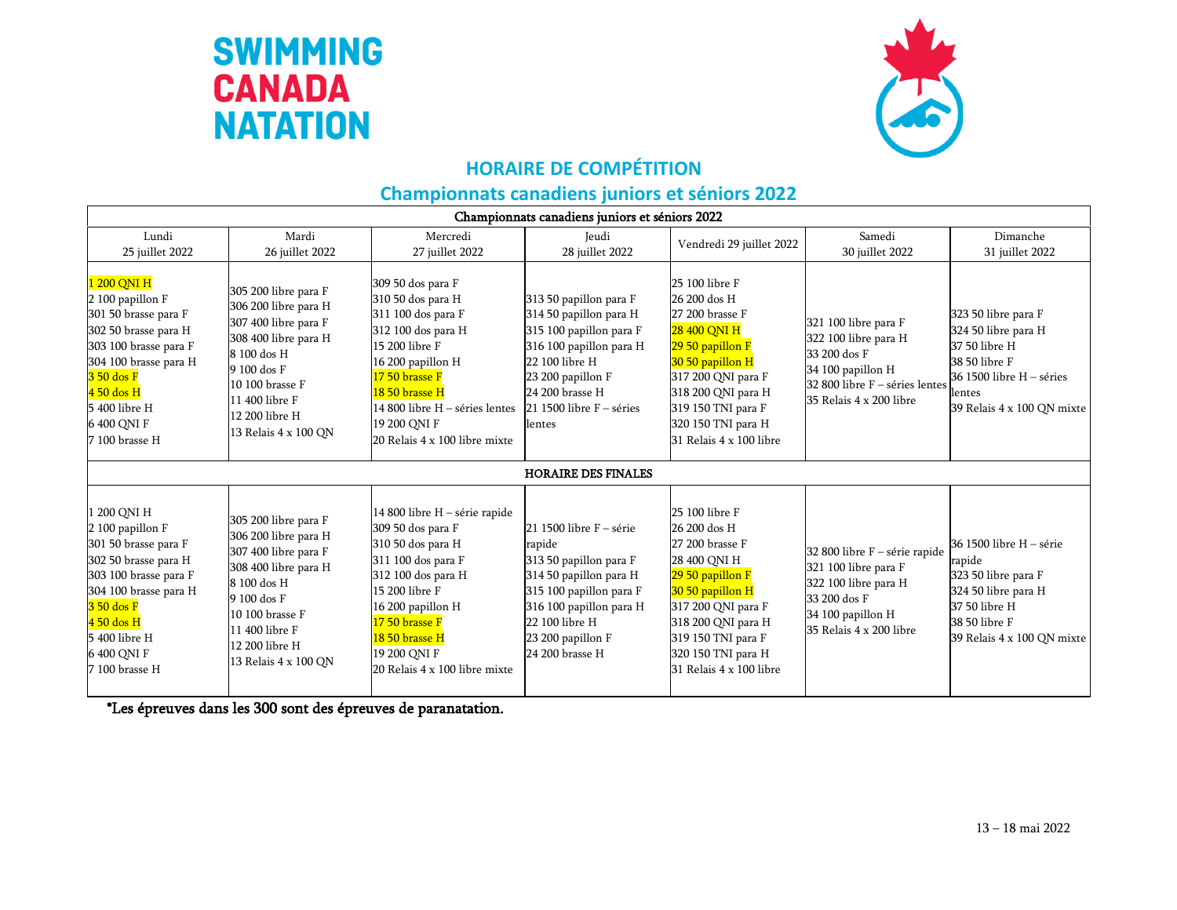# HORAIRE DE COMPÉTITION

## Championnats canadiens juniors et séniors 2022

| Championnats canadiens juniors et séniors 2022 | | | | | | |
|---|---|---|---|---|---|---|
| Lundi 25 juillet 2022 | Mardi 26 juillet 2022 | Mercredi 27 juillet 2022 | Jeudi 28 juillet 2022 | Vendredi 29 juillet 2022 | Samedi 30 juillet 2022 | Dimanche 31 juillet 2022 |
| 1 200 QNI H<br>2 100 papillon F<br>301 50 brasse para F<br>302 50 brasse para H<br>303 100 brasse para F<br>304 100 brasse para H<br>3 50 dos F<br>4 50 dos H<br>5 400 libre H<br>6 400 QNI F<br>7 100 brasse H | 305 200 libre para F<br>306 200 libre para H<br>307 400 libre para F<br>308 400 libre para H<br>8 100 dos H<br>9 100 dos F<br>10 100 brasse F<br>11 400 libre F<br>12 200 libre H<br>13 Relais 4 x 100 QN | 309 50 dos para F<br>310 50 dos para H<br>311 100 dos para F<br>312 100 dos para H<br>15 200 libre F<br>16 200 papillon H<br>17 50 brasse F<br>18 50 brasse H<br>14 800 libre H – séries lentes<br>19 200 QNI F<br>20 Relais 4 x 100 libre mixte | 313 50 papillon para F<br>314 50 papillon para H<br>315 100 papillon para F<br>316 100 papillon para H<br>22 100 libre H<br>23 200 papillon F<br>24 200 brasse H<br>21 1500 libre F – séries lentes | 25 100 libre F<br>26 200 dos H<br>27 200 brasse F<br>28 400 QNI H<br>29 50 papillon F<br>30 50 papillon H<br>317 200 QNI para F<br>318 200 QNI para H<br>319 150 TNI para F<br>320 150 TNI para H<br>31 Relais 4 x 100 libre | 321 100 libre para F<br>322 100 libre para H<br>33 200 dos F<br>34 100 papillon H<br>32 800 libre F – séries lentes<br>35 Relais 4 x 200 libre | 323 50 libre para F<br>324 50 libre para H<br>37 50 libre H<br>38 50 libre F<br>36 1500 libre H – séries lentes<br>39 Relais 4 x 100 QN mixte |
| **HORAIRE DES FINALES** | | | | | | |
| 1 200 QNI H<br>2 100 papillon F<br>301 50 brasse para F<br>302 50 brasse para H<br>303 100 brasse para F<br>304 100 brasse para H<br>3 50 dos F<br>4 50 dos H<br>5 400 libre H<br>6 400 QNI F<br>7 100 brasse H | 305 200 libre para F<br>306 200 libre para H<br>307 400 libre para F<br>308 400 libre para H<br>8 100 dos H<br>9 100 dos F<br>10 100 brasse F<br>11 400 libre F<br>12 200 libre H<br>13 Relais 4 x 100 QN | 14 800 libre H – série rapide<br>309 50 dos para F<br>310 50 dos para H<br>311 100 dos para F<br>312 100 dos para H<br>15 200 libre F<br>16 200 papillon H<br>17 50 brasse F<br>18 50 brasse H<br>19 200 QNI F<br>20 Relais 4 x 100 libre mixte | 21 1500 libre F – série rapide<br>313 50 papillon para F<br>314 50 papillon para H<br>315 100 papillon para F<br>316 100 papillon para H<br>22 100 libre H<br>23 200 papillon F<br>24 200 brasse H | 25 100 libre F<br>26 200 dos H<br>27 200 brasse F<br>28 400 QNI H<br>29 50 papillon F<br>30 50 papillon H<br>317 200 QNI para F<br>318 200 QNI para H<br>319 150 TNI para F<br>320 150 TNI para H<br>31 Relais 4 x 100 libre | 32 800 libre F – série rapide<br>321 100 libre para F<br>322 100 libre para H<br>33 200 dos F<br>34 100 papillon H<br>35 Relais 4 x 200 libre | 36 1500 libre H – série rapide<br>323 50 libre para F<br>324 50 libre para H<br>37 50 libre H<br>38 50 libre F<br>39 Relais 4 x 100 QN mixte |

*Les épreuves dans les 300 sont des épreuves de paranatation.

13 – 18 mai 2022